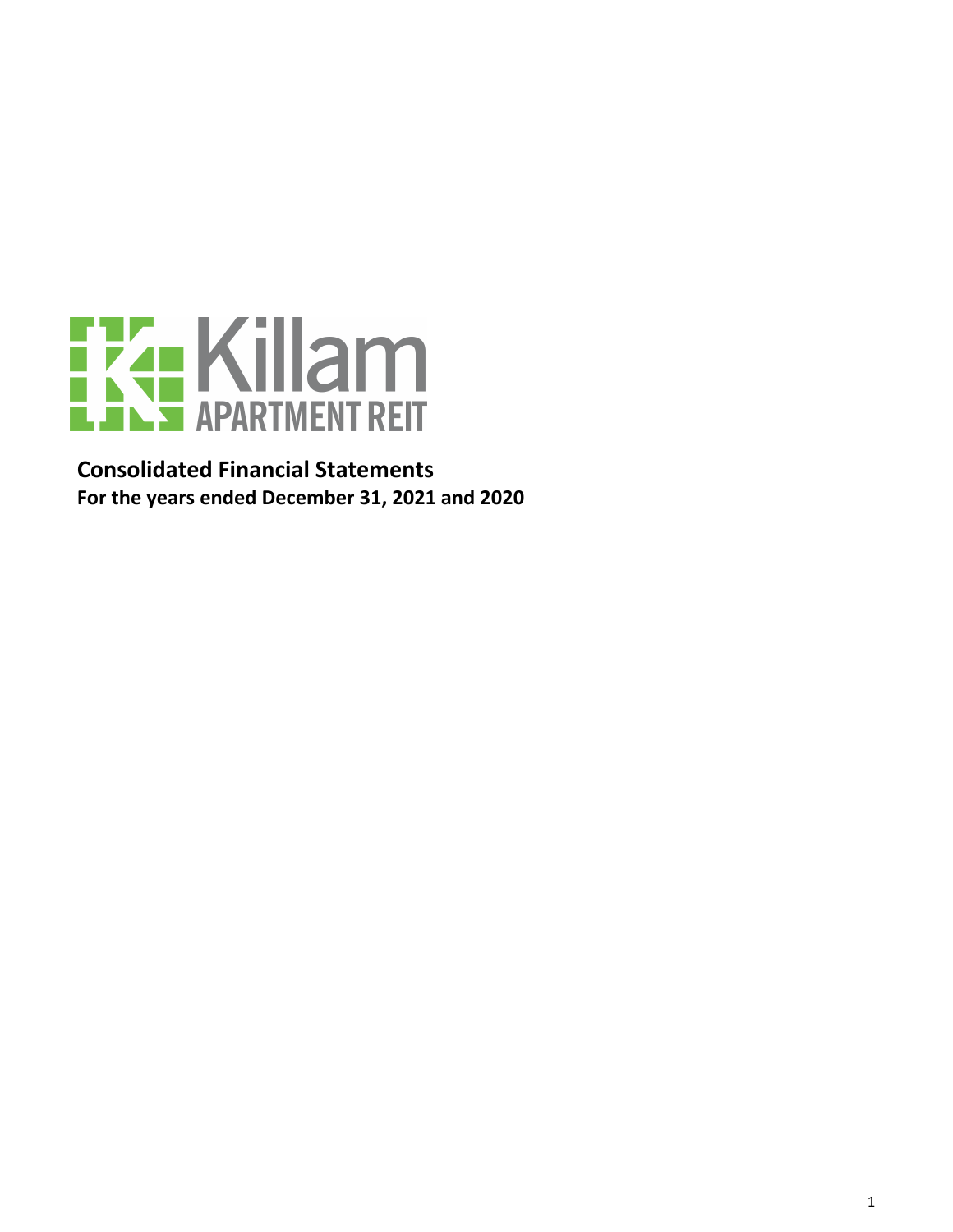Killam APARTMENT REIT

**Consolidated Financial Statements**

**For the years ended December 31, 2021 and 2020**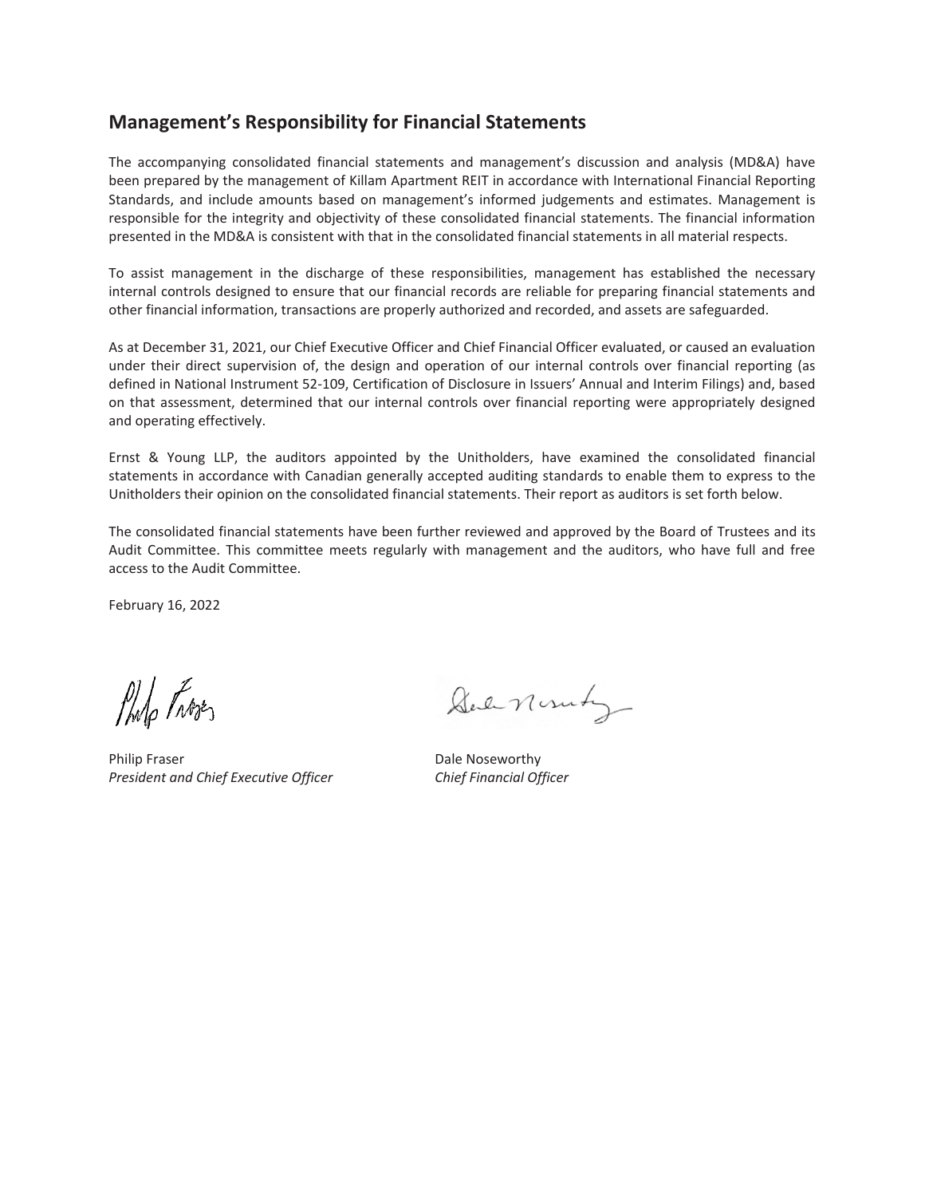## Management's Responsibility for Financial Statements

The accompanying consolidated financial statements and management's discussion and analysis (MD&A) have been prepared by the management of Killam Apartment REIT in accordance with International Financial Reporting Standards, and include amounts based on management's informed judgements and estimates. Management is responsible for the integrity and objectivity of these consolidated financial statements. The financial information presented in the MD&A is consistent with that in the consolidated financial statements in all material respects.

To assist management in the discharge of these responsibilities, management has established the necessary internal controls designed to ensure that our financial records are reliable for preparing financial statements and other financial information, transactions are properly authorized and recorded, and assets are safeguarded.

As at December 31, 2021, our Chief Executive Officer and Chief Financial Officer evaluated, or caused an evaluation under their direct supervision of, the design and operation of our internal controls over financial reporting (as defined in National Instrument 52-109, Certification of Disclosure in Issuers' Annual and Interim Filings) and, based on that assessment, determined that our internal controls over financial reporting were appropriately designed and operating effectively.

Ernst & Young LLP, the auditors appointed by the Unitholders, have examined the consolidated financial statements in accordance with Canadian generally accepted auditing standards to enable them to express to the Unitholders their opinion on the consolidated financial statements. Their report as auditors is set forth below.

The consolidated financial statements have been further reviewed and approved by the Board of Trustees and its Audit Committee. This committee meets regularly with management and the auditors, who have full and free access to the Audit Committee.

February 16, 2022

Philip Fraser
*President and Chief Executive Officer*

Dale Noseworthy
*Chief Financial Officer*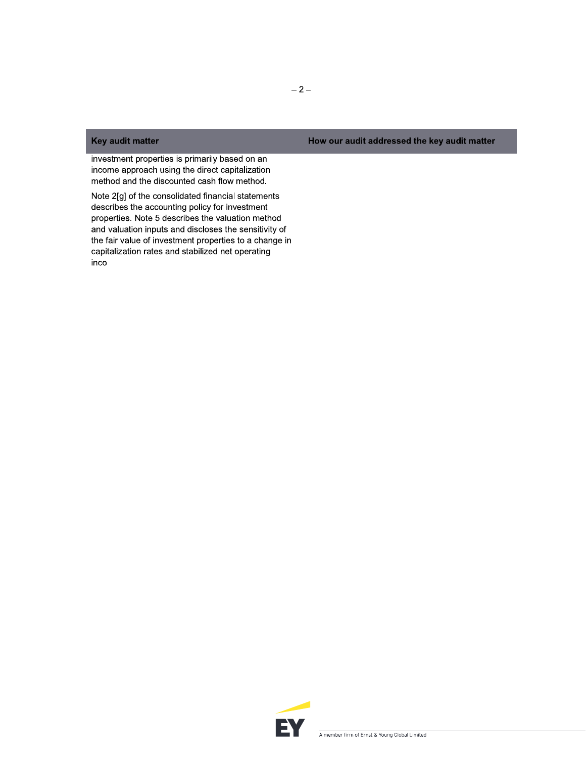| Key audit matter | How our audit addressed the key audit matter |
| --- | --- |
| investment properties is primarily based on an income approach using the direct capitalization method and the discounted cash flow method.<br><br>Note 2[g] of the consolidated financial statements describes the accounting policy for investment properties. Note 5 describes the valuation method and valuation inputs and discloses the sensitivity of the fair value of investment properties to a change in capitalization rates and stabilized net operating inco | |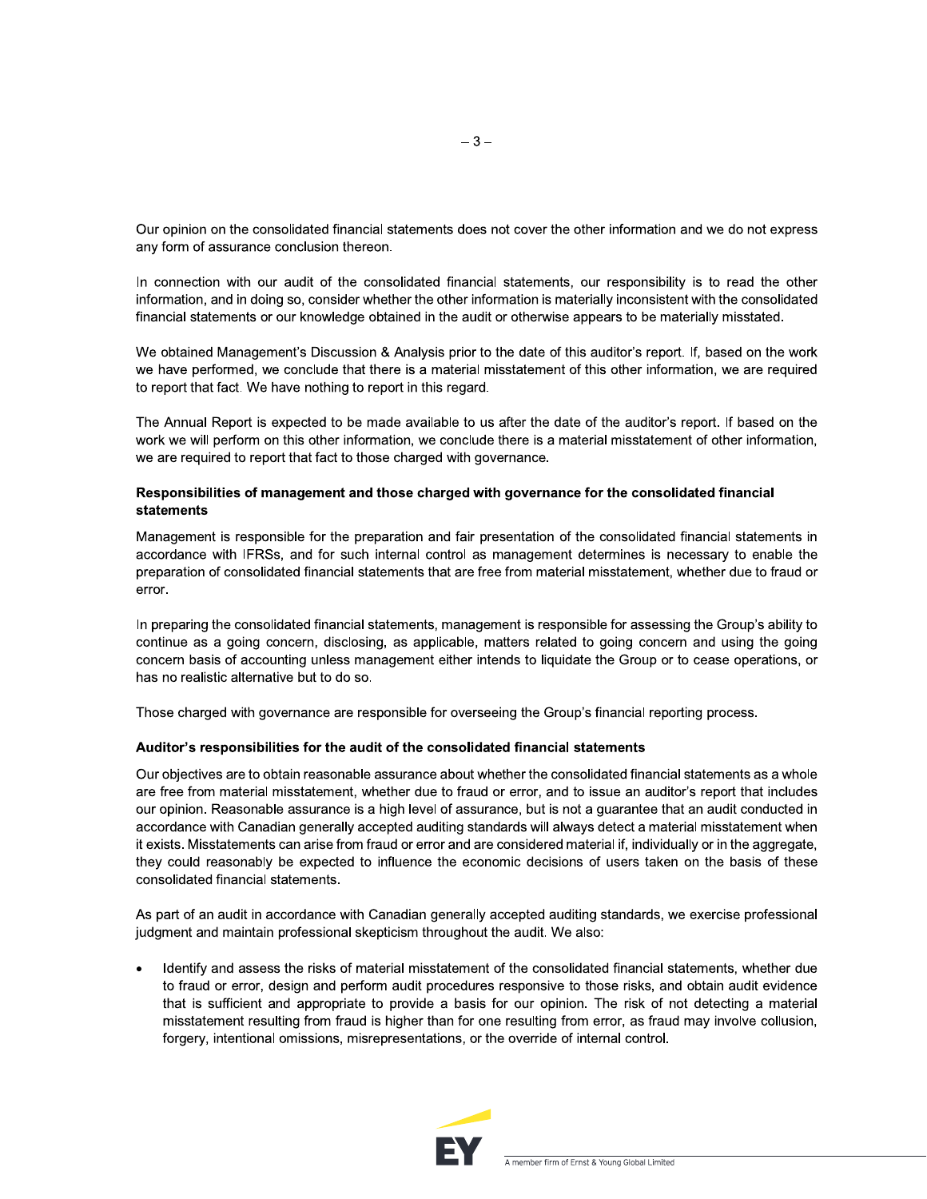Our opinion on the consolidated financial statements does not cover the other information and we do not express any form of assurance conclusion thereon.

In connection with our audit of the consolidated financial statements, our responsibility is to read the other information, and in doing so, consider whether the other information is materially inconsistent with the consolidated financial statements or our knowledge obtained in the audit or otherwise appears to be materially misstated.

We obtained Management's Discussion & Analysis prior to the date of this auditor's report. If, based on the work we have performed, we conclude that there is a material misstatement of this other information, we are required to report that fact. We have nothing to report in this regard.

The Annual Report is expected to be made available to us after the date of the auditor's report. If based on the work we will perform on this other information, we conclude there is a material misstatement of other information, we are required to report that fact to those charged with governance.

**Responsibilities of management and those charged with governance for the consolidated financial statements**

Management is responsible for the preparation and fair presentation of the consolidated financial statements in accordance with IFRSs, and for such internal control as management determines is necessary to enable the preparation of consolidated financial statements that are free from material misstatement, whether due to fraud or error.

In preparing the consolidated financial statements, management is responsible for assessing the Group's ability to continue as a going concern, disclosing, as applicable, matters related to going concern and using the going concern basis of accounting unless management either intends to liquidate the Group or to cease operations, or has no realistic alternative but to do so.

Those charged with governance are responsible for overseeing the Group's financial reporting process.

**Auditor's responsibilities for the audit of the consolidated financial statements**

Our objectives are to obtain reasonable assurance about whether the consolidated financial statements as a whole are free from material misstatement, whether due to fraud or error, and to issue an auditor's report that includes our opinion. Reasonable assurance is a high level of assurance, but is not a guarantee that an audit conducted in accordance with Canadian generally accepted auditing standards will always detect a material misstatement when it exists. Misstatements can arise from fraud or error and are considered material if, individually or in the aggregate, they could reasonably be expected to influence the economic decisions of users taken on the basis of these consolidated financial statements.

As part of an audit in accordance with Canadian generally accepted auditing standards, we exercise professional judgment and maintain professional skepticism throughout the audit. We also:

- Identify and assess the risks of material misstatement of the consolidated financial statements, whether due to fraud or error, design and perform audit procedures responsive to those risks, and obtain audit evidence that is sufficient and appropriate to provide a basis for our opinion. The risk of not detecting a material misstatement resulting from fraud is higher than for one resulting from error, as fraud may involve collusion, forgery, intentional omissions, misrepresentations, or the override of internal control.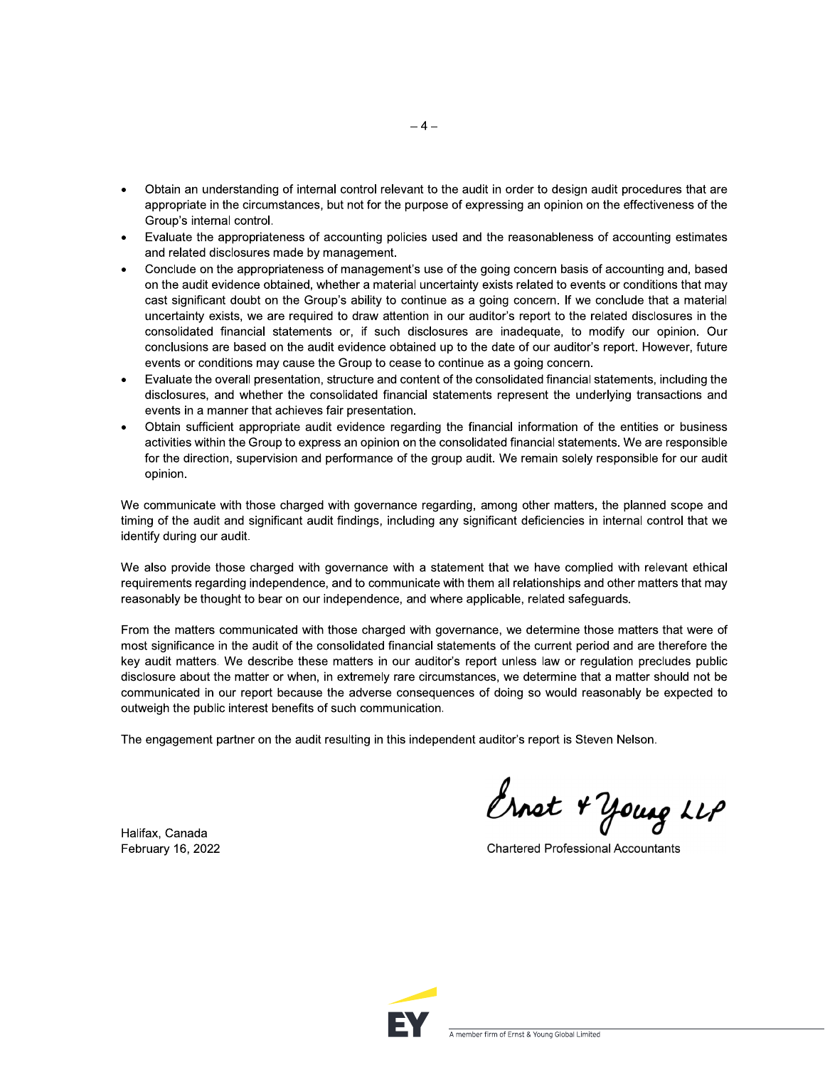- Obtain an understanding of internal control relevant to the audit in order to design audit procedures that are appropriate in the circumstances, but not for the purpose of expressing an opinion on the effectiveness of the Group's internal control.
- Evaluate the appropriateness of accounting policies used and the reasonableness of accounting estimates and related disclosures made by management.
- Conclude on the appropriateness of management's use of the going concern basis of accounting and, based on the audit evidence obtained, whether a material uncertainty exists related to events or conditions that may cast significant doubt on the Group's ability to continue as a going concern. If we conclude that a material uncertainty exists, we are required to draw attention in our auditor's report to the related disclosures in the consolidated financial statements or, if such disclosures are inadequate, to modify our opinion. Our conclusions are based on the audit evidence obtained up to the date of our auditor's report. However, future events or conditions may cause the Group to cease to continue as a going concern.
- Evaluate the overall presentation, structure and content of the consolidated financial statements, including the disclosures, and whether the consolidated financial statements represent the underlying transactions and events in a manner that achieves fair presentation.
- Obtain sufficient appropriate audit evidence regarding the financial information of the entities or business activities within the Group to express an opinion on the consolidated financial statements. We are responsible for the direction, supervision and performance of the group audit. We remain solely responsible for our audit opinion.

We communicate with those charged with governance regarding, among other matters, the planned scope and timing of the audit and significant audit findings, including any significant deficiencies in internal control that we identify during our audit.

We also provide those charged with governance with a statement that we have complied with relevant ethical requirements regarding independence, and to communicate with them all relationships and other matters that may reasonably be thought to bear on our independence, and where applicable, related safeguards.

From the matters communicated with those charged with governance, we determine those matters that were of most significance in the audit of the consolidated financial statements of the current period and are therefore the key audit matters. We describe these matters in our auditor's report unless law or regulation precludes public disclosure about the matter or when, in extremely rare circumstances, we determine that a matter should not be communicated in our report because the adverse consequences of doing so would reasonably be expected to outweigh the public interest benefits of such communication.

The engagement partner on the audit resulting in this independent auditor's report is Steven Nelson.

Ernst & Young LLP

Chartered Professional Accountants

Halifax, Canada
February 16, 2022

A member firm of Ernst & Young Global Limited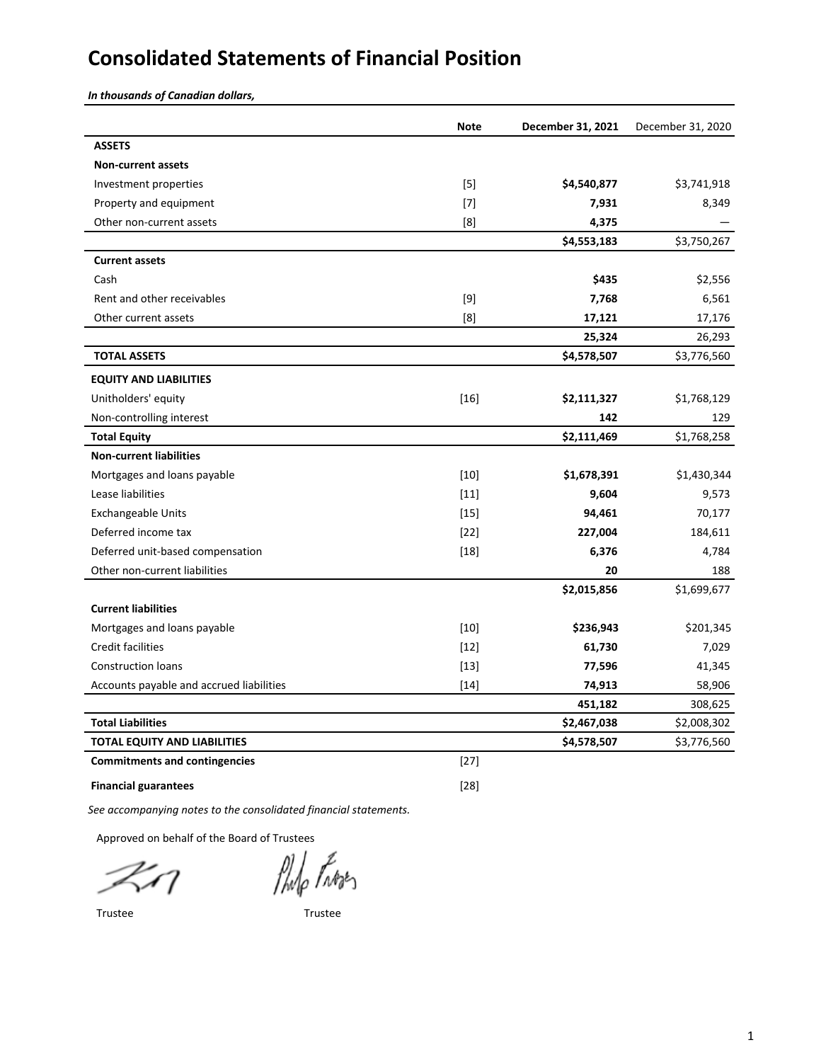# Consolidated Statements of Financial Position

***In thousands of Canadian dollars,***

| | Note | December 31, 2021 | December 31, 2020 |
|---|---|---|---|
| **ASSETS** | | | |
| **Non-current assets** | | | |
| Investment properties | [5] | **$4,540,877** | $3,741,918 |
| Property and equipment | [7] | **7,931** | 8,349 |
| Other non-current assets | [8] | **4,375** | — |
| | | **$4,553,183** | $3,750,267 |
| **Current assets** | | | |
| Cash | | **$435** | $2,556 |
| Rent and other receivables | [9] | **7,768** | 6,561 |
| Other current assets | [8] | **17,121** | 17,176 |
| | | **25,324** | 26,293 |
| **TOTAL ASSETS** | | **$4,578,507** | $3,776,560 |
| **EQUITY AND LIABILITIES** | | | |
| Unitholders' equity | [16] | **$2,111,327** | $1,768,129 |
| Non-controlling interest | | **142** | 129 |
| **Total Equity** | | **$2,111,469** | $1,768,258 |
| **Non-current liabilities** | | | |
| Mortgages and loans payable | [10] | **$1,678,391** | $1,430,344 |
| Lease liabilities | [11] | **9,604** | 9,573 |
| Exchangeable Units | [15] | **94,461** | 70,177 |
| Deferred income tax | [22] | **227,004** | 184,611 |
| Deferred unit-based compensation | [18] | **6,376** | 4,784 |
| Other non-current liabilities | | **20** | 188 |
| | | **$2,015,856** | $1,699,677 |
| **Current liabilities** | | | |
| Mortgages and loans payable | [10] | **$236,943** | $201,345 |
| Credit facilities | [12] | **61,730** | 7,029 |
| Construction loans | [13] | **77,596** | 41,345 |
| Accounts payable and accrued liabilities | [14] | **74,913** | 58,906 |
| | | **451,182** | 308,625 |
| **Total Liabilities** | | **$2,467,038** | $2,008,302 |
| **TOTAL EQUITY AND LIABILITIES** | | **$4,578,507** | $3,776,560 |
| **Commitments and contingencies** | [27] | | |
| **Financial guarantees** | [28] | | |

*See accompanying notes to the consolidated financial statements.*

Approved on behalf of the Board of Trustees

Trustee

Trustee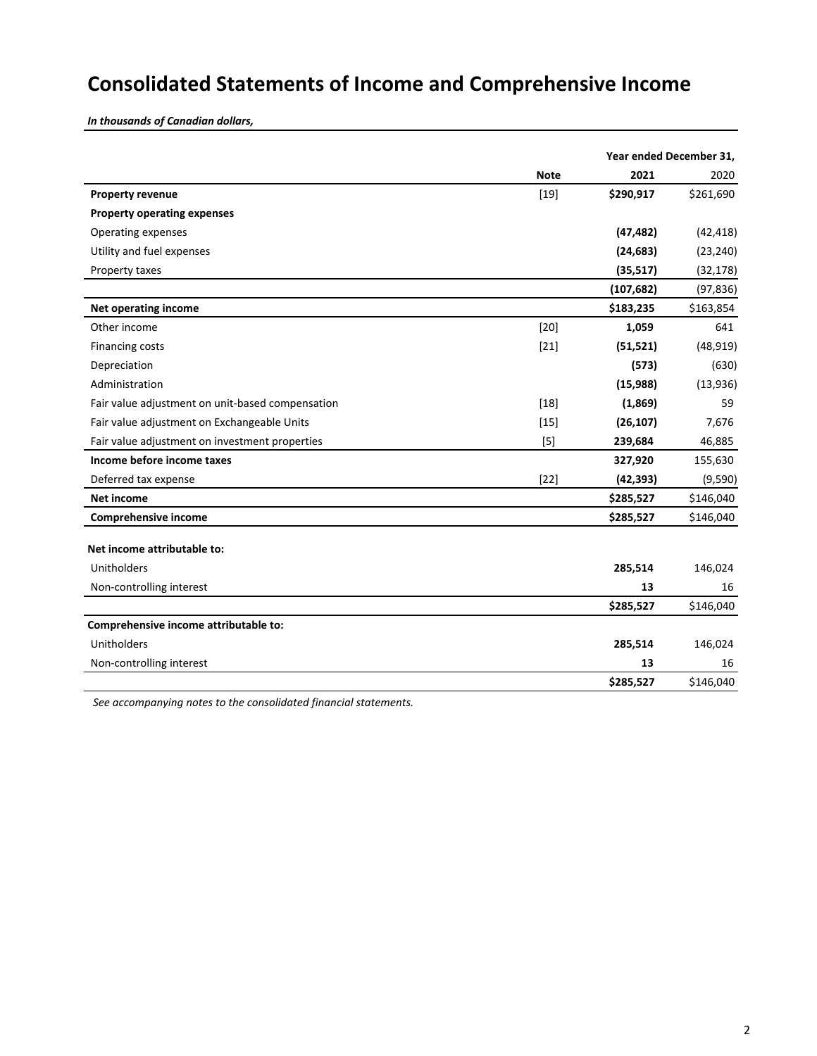# Consolidated Statements of Income and Comprehensive Income

***In thousands of Canadian dollars,***

| | Note | Year ended December 31, 2021 | 2020 |
|---|---|---|---|
| **Property revenue** | [19] | **$290,917** | $261,690 |
| **Property operating expenses** | | | |
| Operating expenses | | **(47,482)** | (42,418) |
| Utility and fuel expenses | | **(24,683)** | (23,240) |
| Property taxes | | **(35,517)** | (32,178) |
| | | **(107,682)** | (97,836) |
| **Net operating income** | | **$183,235** | $163,854 |
| Other income | [20] | **1,059** | 641 |
| Financing costs | [21] | **(51,521)** | (48,919) |
| Depreciation | | **(573)** | (630) |
| Administration | | **(15,988)** | (13,936) |
| Fair value adjustment on unit-based compensation | [18] | **(1,869)** | 59 |
| Fair value adjustment on Exchangeable Units | [15] | **(26,107)** | 7,676 |
| Fair value adjustment on investment properties | [5] | **239,684** | 46,885 |
| **Income before income taxes** | | **327,920** | 155,630 |
| Deferred tax expense | [22] | **(42,393)** | (9,590) |
| **Net income** | | **$285,527** | $146,040 |
| **Comprehensive income** | | **$285,527** | $146,040 |
| | | | |
| **Net income attributable to:** | | | |
| Unitholders | | **285,514** | 146,024 |
| Non-controlling interest | | **13** | 16 |
| | | **$285,527** | $146,040 |
| **Comprehensive income attributable to:** | | | |
| Unitholders | | **285,514** | 146,024 |
| Non-controlling interest | | **13** | 16 |
| | | **$285,527** | $146,040 |

*See accompanying notes to the consolidated financial statements.*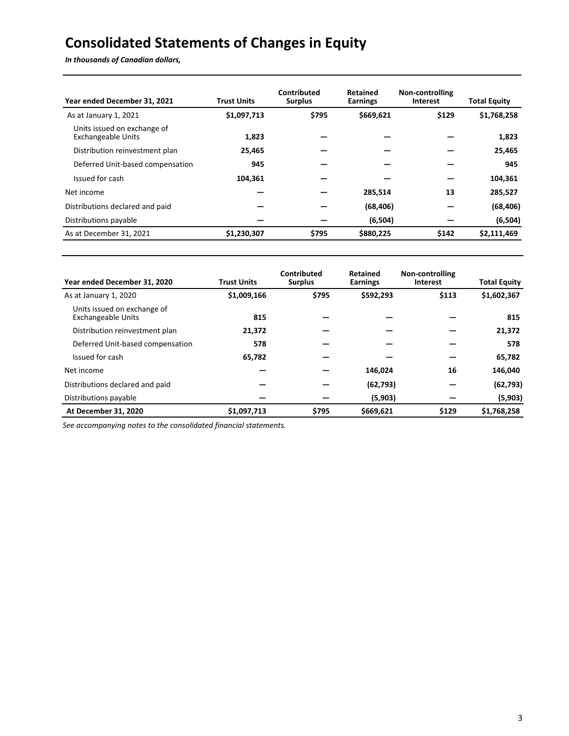# Consolidated Statements of Changes in Equity

***In thousands of Canadian dollars,***

| Year ended December 31, 2021 | Trust Units | Contributed Surplus | Retained Earnings | Non-controlling Interest | Total Equity |
|---|---|---|---|---|---|
| As at January 1, 2021 | $1,097,713 | $795 | $669,621 | $129 | $1,768,258 |
| Units issued on exchange of Exchangeable Units | 1,823 | — | — | — | 1,823 |
| Distribution reinvestment plan | 25,465 | — | — | — | 25,465 |
| Deferred Unit-based compensation | 945 | — | — | — | 945 |
| Issued for cash | 104,361 | — | — | — | 104,361 |
| Net income | — | — | 285,514 | 13 | 285,527 |
| Distributions declared and paid | — | — | (68,406) | — | (68,406) |
| Distributions payable | — | — | (6,504) | — | (6,504) |
| As at December 31, 2021 | $1,230,307 | $795 | $880,225 | $142 | $2,111,469 |

| Year ended December 31, 2020 | Trust Units | Contributed Surplus | Retained Earnings | Non-controlling Interest | Total Equity |
|---|---|---|---|---|---|
| As at January 1, 2020 | $1,009,166 | $795 | $592,293 | $113 | $1,602,367 |
| Units issued on exchange of Exchangeable Units | 815 | — | — | — | 815 |
| Distribution reinvestment plan | 21,372 | — | — | — | 21,372 |
| Deferred Unit-based compensation | 578 | — | — | — | 578 |
| Issued for cash | 65,782 | — | — | — | 65,782 |
| Net income | — | — | 146,024 | 16 | 146,040 |
| Distributions declared and paid | — | — | (62,793) | — | (62,793) |
| Distributions payable | — | — | (5,903) | — | (5,903) |
| **At December 31, 2020** | $1,097,713 | $795 | $669,621 | $129 | $1,768,258 |

*See accompanying notes to the consolidated financial statements.*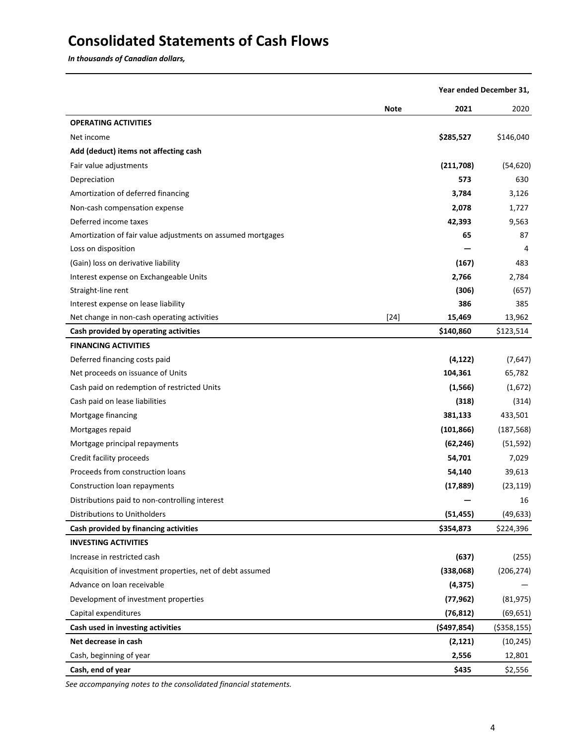# Consolidated Statements of Cash Flows

*In thousands of Canadian dollars,*

| | Note | Year ended December 31, 2021 | 2020 |
|---|---|---|---|
| **OPERATING ACTIVITIES** | | | |
| Net income | | **$285,527** | $146,040 |
| **Add (deduct) items not affecting cash** | | | |
| Fair value adjustments | | **(211,708)** | (54,620) |
| Depreciation | | **573** | 630 |
| Amortization of deferred financing | | **3,784** | 3,126 |
| Non-cash compensation expense | | **2,078** | 1,727 |
| Deferred income taxes | | **42,393** | 9,563 |
| Amortization of fair value adjustments on assumed mortgages | | **65** | 87 |
| Loss on disposition | | **—** | 4 |
| (Gain) loss on derivative liability | | **(167)** | 483 |
| Interest expense on Exchangeable Units | | **2,766** | 2,784 |
| Straight-line rent | | **(306)** | (657) |
| Interest expense on lease liability | | **386** | 385 |
| Net change in non-cash operating activities | [24] | **15,469** | 13,962 |
| **Cash provided by operating activities** | | **$140,860** | $123,514 |
| **FINANCING ACTIVITIES** | | | |
| Deferred financing costs paid | | **(4,122)** | (7,647) |
| Net proceeds on issuance of Units | | **104,361** | 65,782 |
| Cash paid on redemption of restricted Units | | **(1,566)** | (1,672) |
| Cash paid on lease liabilities | | **(318)** | (314) |
| Mortgage financing | | **381,133** | 433,501 |
| Mortgages repaid | | **(101,866)** | (187,568) |
| Mortgage principal repayments | | **(62,246)** | (51,592) |
| Credit facility proceeds | | **54,701** | 7,029 |
| Proceeds from construction loans | | **54,140** | 39,613 |
| Construction loan repayments | | **(17,889)** | (23,119) |
| Distributions paid to non-controlling interest | | **—** | 16 |
| Distributions to Unitholders | | **(51,455)** | (49,633) |
| **Cash provided by financing activities** | | **$354,873** | $224,396 |
| **INVESTING ACTIVITIES** | | | |
| Increase in restricted cash | | **(637)** | (255) |
| Acquisition of investment properties, net of debt assumed | | **(338,068)** | (206,274) |
| Advance on loan receivable | | **(4,375)** | — |
| Development of investment properties | | **(77,962)** | (81,975) |
| Capital expenditures | | **(76,812)** | (69,651) |
| **Cash used in investing activities** | | **($497,854)** | ($358,155) |
| **Net decrease in cash** | | **(2,121)** | (10,245) |
| Cash, beginning of year | | **2,556** | 12,801 |
| **Cash, end of year** | | **$435** | $2,556 |

*See accompanying notes to the consolidated financial statements.*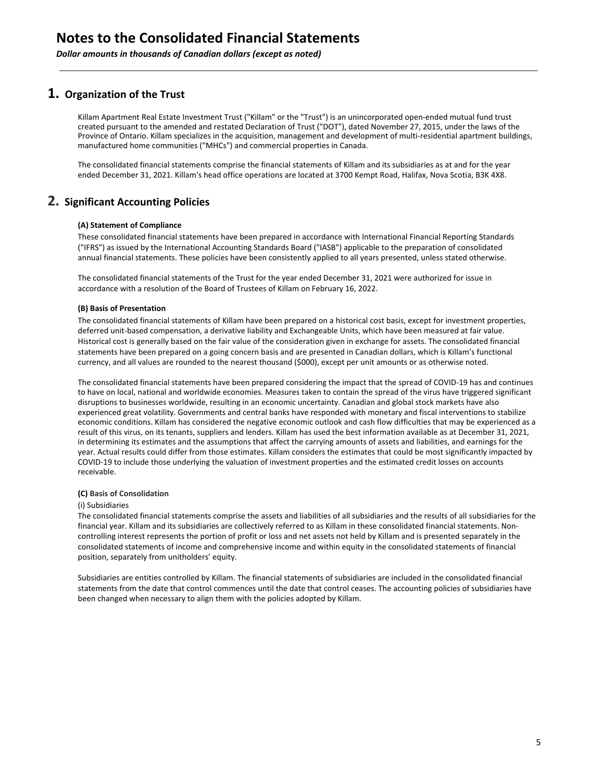# Notes to the Consolidated Financial Statements

*Dollar amounts in thousands of Canadian dollars (except as noted)*

## 1. Organization of the Trust

Killam Apartment Real Estate Investment Trust ("Killam" or the "Trust") is an unincorporated open-ended mutual fund trust created pursuant to the amended and restated Declaration of Trust ("DOT"), dated November 27, 2015, under the laws of the Province of Ontario. Killam specializes in the acquisition, management and development of multi-residential apartment buildings, manufactured home communities ("MHCs") and commercial properties in Canada.

The consolidated financial statements comprise the financial statements of Killam and its subsidiaries as at and for the year ended December 31, 2021. Killam's head office operations are located at 3700 Kempt Road, Halifax, Nova Scotia, B3K 4X8.

## 2. Significant Accounting Policies

**(A) Statement of Compliance**

These consolidated financial statements have been prepared in accordance with International Financial Reporting Standards ("IFRS") as issued by the International Accounting Standards Board ("IASB") applicable to the preparation of consolidated annual financial statements. These policies have been consistently applied to all years presented, unless stated otherwise.

The consolidated financial statements of the Trust for the year ended December 31, 2021 were authorized for issue in accordance with a resolution of the Board of Trustees of Killam on February 16, 2022.

**(B) Basis of Presentation**

The consolidated financial statements of Killam have been prepared on a historical cost basis, except for investment properties, deferred unit-based compensation, a derivative liability and Exchangeable Units, which have been measured at fair value. Historical cost is generally based on the fair value of the consideration given in exchange for assets. The consolidated financial statements have been prepared on a going concern basis and are presented in Canadian dollars, which is Killam's functional currency, and all values are rounded to the nearest thousand ($000), except per unit amounts or as otherwise noted.

The consolidated financial statements have been prepared considering the impact that the spread of COVID-19 has and continues to have on local, national and worldwide economies. Measures taken to contain the spread of the virus have triggered significant disruptions to businesses worldwide, resulting in an economic uncertainty. Canadian and global stock markets have also experienced great volatility. Governments and central banks have responded with monetary and fiscal interventions to stabilize economic conditions. Killam has considered the negative economic outlook and cash flow difficulties that may be experienced as a result of this virus, on its tenants, suppliers and lenders. Killam has used the best information available as at December 31, 2021, in determining its estimates and the assumptions that affect the carrying amounts of assets and liabilities, and earnings for the year. Actual results could differ from those estimates. Killam considers the estimates that could be most significantly impacted by COVID-19 to include those underlying the valuation of investment properties and the estimated credit losses on accounts receivable.

**(C) Basis of Consolidation**

(i) Subsidiaries

The consolidated financial statements comprise the assets and liabilities of all subsidiaries and the results of all subsidiaries for the financial year. Killam and its subsidiaries are collectively referred to as Killam in these consolidated financial statements. Non-controlling interest represents the portion of profit or loss and net assets not held by Killam and is presented separately in the consolidated statements of income and comprehensive income and within equity in the consolidated statements of financial position, separately from unitholders' equity.

Subsidiaries are entities controlled by Killam. The financial statements of subsidiaries are included in the consolidated financial statements from the date that control commences until the date that control ceases. The accounting policies of subsidiaries have been changed when necessary to align them with the policies adopted by Killam.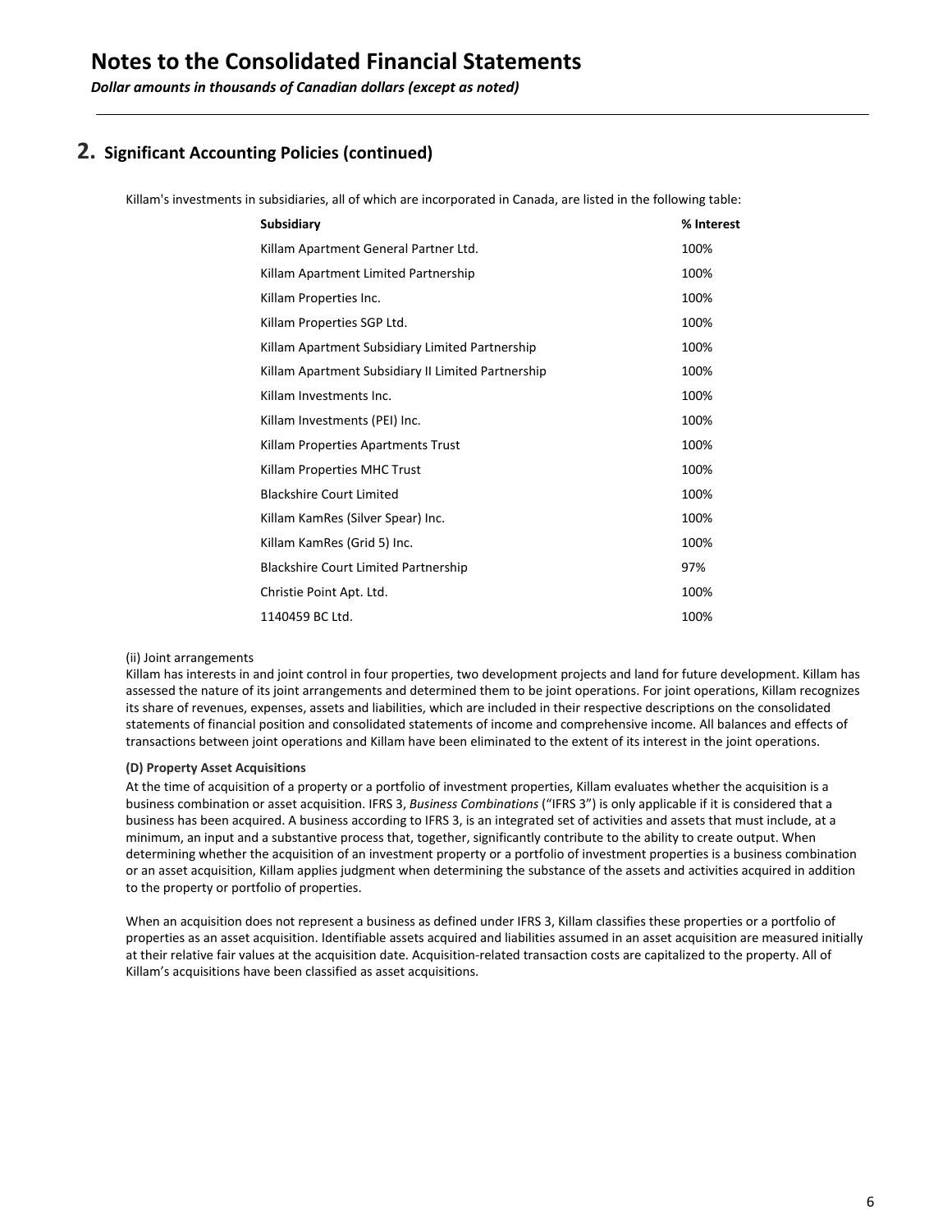# Notes to the Consolidated Financial Statements

*Dollar amounts in thousands of Canadian dollars (except as noted)*

## 2. Significant Accounting Policies (continued)

Killam's investments in subsidiaries, all of which are incorporated in Canada, are listed in the following table:

| Subsidiary | % Interest |
|---|---|
| Killam Apartment General Partner Ltd. | 100% |
| Killam Apartment Limited Partnership | 100% |
| Killam Properties Inc. | 100% |
| Killam Properties SGP Ltd. | 100% |
| Killam Apartment Subsidiary Limited Partnership | 100% |
| Killam Apartment Subsidiary II Limited Partnership | 100% |
| Killam Investments Inc. | 100% |
| Killam Investments (PEI) Inc. | 100% |
| Killam Properties Apartments Trust | 100% |
| Killam Properties MHC Trust | 100% |
| Blackshire Court Limited | 100% |
| Killam KamRes (Silver Spear) Inc. | 100% |
| Killam KamRes (Grid 5) Inc. | 100% |
| Blackshire Court Limited Partnership | 97% |
| Christie Point Apt. Ltd. | 100% |
| 1140459 BC Ltd. | 100% |

(ii) Joint arrangements

Killam has interests in and joint control in four properties, two development projects and land for future development. Killam has assessed the nature of its joint arrangements and determined them to be joint operations. For joint operations, Killam recognizes its share of revenues, expenses, assets and liabilities, which are included in their respective descriptions on the consolidated statements of financial position and consolidated statements of income and comprehensive income. All balances and effects of transactions between joint operations and Killam have been eliminated to the extent of its interest in the joint operations.

**(D) Property Asset Acquisitions**

At the time of acquisition of a property or a portfolio of investment properties, Killam evaluates whether the acquisition is a business combination or asset acquisition. IFRS 3, *Business Combinations* ("IFRS 3") is only applicable if it is considered that a business has been acquired. A business according to IFRS 3, is an integrated set of activities and assets that must include, at a minimum, an input and a substantive process that, together, significantly contribute to the ability to create output. When determining whether the acquisition of an investment property or a portfolio of investment properties is a business combination or an asset acquisition, Killam applies judgment when determining the substance of the assets and activities acquired in addition to the property or portfolio of properties.

When an acquisition does not represent a business as defined under IFRS 3, Killam classifies these properties or a portfolio of properties as an asset acquisition. Identifiable assets acquired and liabilities assumed in an asset acquisition are measured initially at their relative fair values at the acquisition date. Acquisition-related transaction costs are capitalized to the property. All of Killam's acquisitions have been classified as asset acquisitions.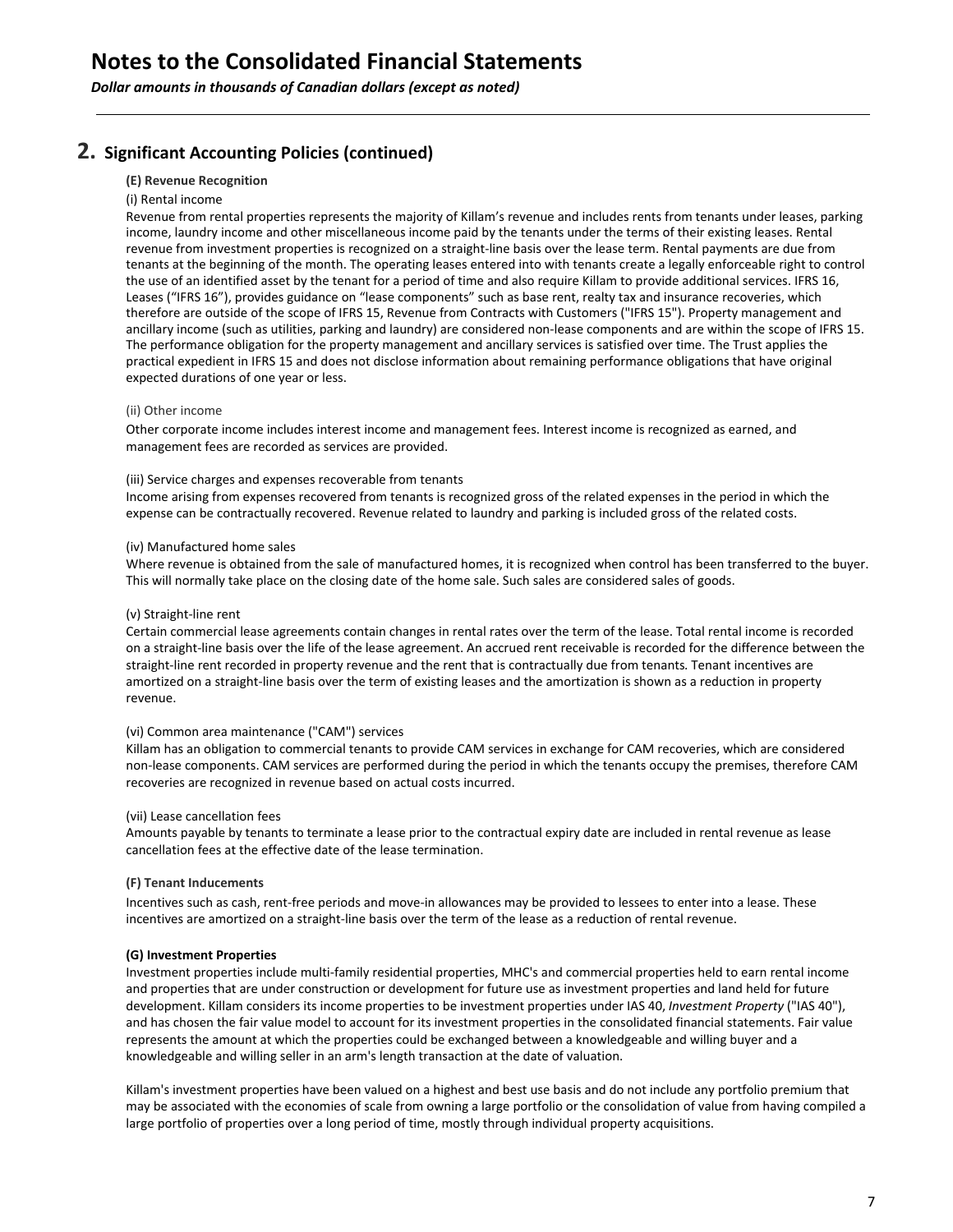# Notes to the Consolidated Financial Statements

*Dollar amounts in thousands of Canadian dollars (except as noted)*

## 2. Significant Accounting Policies (continued)

**(E) Revenue Recognition**

(i) Rental income

Revenue from rental properties represents the majority of Killam's revenue and includes rents from tenants under leases, parking income, laundry income and other miscellaneous income paid by the tenants under the terms of their existing leases. Rental revenue from investment properties is recognized on a straight-line basis over the lease term. Rental payments are due from tenants at the beginning of the month. The operating leases entered into with tenants create a legally enforceable right to control the use of an identified asset by the tenant for a period of time and also require Killam to provide additional services. IFRS 16, Leases ("IFRS 16"), provides guidance on "lease components" such as base rent, realty tax and insurance recoveries, which therefore are outside of the scope of IFRS 15, Revenue from Contracts with Customers ("IFRS 15"). Property management and ancillary income (such as utilities, parking and laundry) are considered non-lease components and are within the scope of IFRS 15. The performance obligation for the property management and ancillary services is satisfied over time. The Trust applies the practical expedient in IFRS 15 and does not disclose information about remaining performance obligations that have original expected durations of one year or less.

(ii) Other income

Other corporate income includes interest income and management fees. Interest income is recognized as earned, and management fees are recorded as services are provided.

(iii) Service charges and expenses recoverable from tenants

Income arising from expenses recovered from tenants is recognized gross of the related expenses in the period in which the expense can be contractually recovered. Revenue related to laundry and parking is included gross of the related costs.

(iv) Manufactured home sales

Where revenue is obtained from the sale of manufactured homes, it is recognized when control has been transferred to the buyer. This will normally take place on the closing date of the home sale. Such sales are considered sales of goods.

(v) Straight-line rent

Certain commercial lease agreements contain changes in rental rates over the term of the lease. Total rental income is recorded on a straight-line basis over the life of the lease agreement. An accrued rent receivable is recorded for the difference between the straight-line rent recorded in property revenue and the rent that is contractually due from tenants. Tenant incentives are amortized on a straight-line basis over the term of existing leases and the amortization is shown as a reduction in property revenue.

(vi) Common area maintenance ("CAM") services

Killam has an obligation to commercial tenants to provide CAM services in exchange for CAM recoveries, which are considered non-lease components. CAM services are performed during the period in which the tenants occupy the premises, therefore CAM recoveries are recognized in revenue based on actual costs incurred.

(vii) Lease cancellation fees

Amounts payable by tenants to terminate a lease prior to the contractual expiry date are included in rental revenue as lease cancellation fees at the effective date of the lease termination.

**(F) Tenant Inducements**

Incentives such as cash, rent-free periods and move-in allowances may be provided to lessees to enter into a lease. These incentives are amortized on a straight-line basis over the term of the lease as a reduction of rental revenue.

**(G) Investment Properties**

Investment properties include multi-family residential properties, MHC's and commercial properties held to earn rental income and properties that are under construction or development for future use as investment properties and land held for future development. Killam considers its income properties to be investment properties under IAS 40, *Investment Property* ("IAS 40"), and has chosen the fair value model to account for its investment properties in the consolidated financial statements. Fair value represents the amount at which the properties could be exchanged between a knowledgeable and willing buyer and a knowledgeable and willing seller in an arm's length transaction at the date of valuation.

Killam's investment properties have been valued on a highest and best use basis and do not include any portfolio premium that may be associated with the economies of scale from owning a large portfolio or the consolidation of value from having compiled a large portfolio of properties over a long period of time, mostly through individual property acquisitions.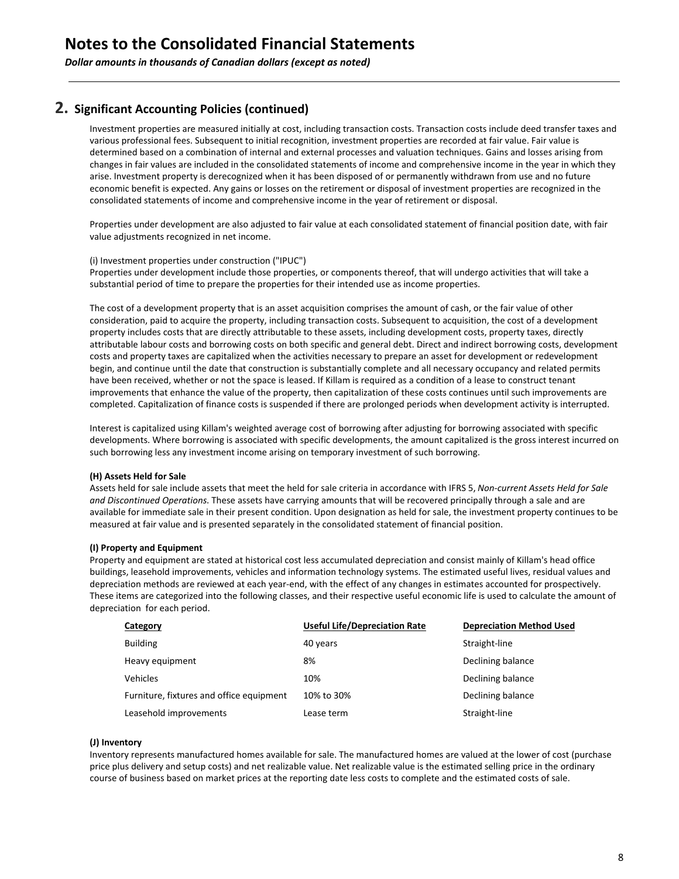## 2. Significant Accounting Policies (continued)

Investment properties are measured initially at cost, including transaction costs. Transaction costs include deed transfer taxes and various professional fees. Subsequent to initial recognition, investment properties are recorded at fair value. Fair value is determined based on a combination of internal and external processes and valuation techniques. Gains and losses arising from changes in fair values are included in the consolidated statements of income and comprehensive income in the year in which they arise. Investment property is derecognized when it has been disposed of or permanently withdrawn from use and no future economic benefit is expected. Any gains or losses on the retirement or disposal of investment properties are recognized in the consolidated statements of income and comprehensive income in the year of retirement or disposal.

Properties under development are also adjusted to fair value at each consolidated statement of financial position date, with fair value adjustments recognized in net income.

(i) Investment properties under construction ("IPUC")
Properties under development include those properties, or components thereof, that will undergo activities that will take a substantial period of time to prepare the properties for their intended use as income properties.

The cost of a development property that is an asset acquisition comprises the amount of cash, or the fair value of other consideration, paid to acquire the property, including transaction costs. Subsequent to acquisition, the cost of a development property includes costs that are directly attributable to these assets, including development costs, property taxes, directly attributable labour costs and borrowing costs on both specific and general debt. Direct and indirect borrowing costs, development costs and property taxes are capitalized when the activities necessary to prepare an asset for development or redevelopment begin, and continue until the date that construction is substantially complete and all necessary occupancy and related permits have been received, whether or not the space is leased. If Killam is required as a condition of a lease to construct tenant improvements that enhance the value of the property, then capitalization of these costs continues until such improvements are completed. Capitalization of finance costs is suspended if there are prolonged periods when development activity is interrupted.

Interest is capitalized using Killam's weighted average cost of borrowing after adjusting for borrowing associated with specific developments. Where borrowing is associated with specific developments, the amount capitalized is the gross interest incurred on such borrowing less any investment income arising on temporary investment of such borrowing.

**(H) Assets Held for Sale**
Assets held for sale include assets that meet the held for sale criteria in accordance with IFRS 5, *Non-current Assets Held for Sale and Discontinued Operations.* These assets have carrying amounts that will be recovered principally through a sale and are available for immediate sale in their present condition. Upon designation as held for sale, the investment property continues to be measured at fair value and is presented separately in the consolidated statement of financial position.

**(I) Property and Equipment**
Property and equipment are stated at historical cost less accumulated depreciation and consist mainly of Killam's head office buildings, leasehold improvements, vehicles and information technology systems. The estimated useful lives, residual values and depreciation methods are reviewed at each year-end, with the effect of any changes in estimates accounted for prospectively. These items are categorized into the following classes, and their respective useful economic life is used to calculate the amount of depreciation for each period.

| Category | Useful Life/Depreciation Rate | Depreciation Method Used |
|---|---|---|
| Building | 40 years | Straight-line |
| Heavy equipment | 8% | Declining balance |
| Vehicles | 10% | Declining balance |
| Furniture, fixtures and office equipment | 10% to 30% | Declining balance |
| Leasehold improvements | Lease term | Straight-line |

**(J) Inventory**
Inventory represents manufactured homes available for sale. The manufactured homes are valued at the lower of cost (purchase price plus delivery and setup costs) and net realizable value. Net realizable value is the estimated selling price in the ordinary course of business based on market prices at the reporting date less costs to complete and the estimated costs of sale.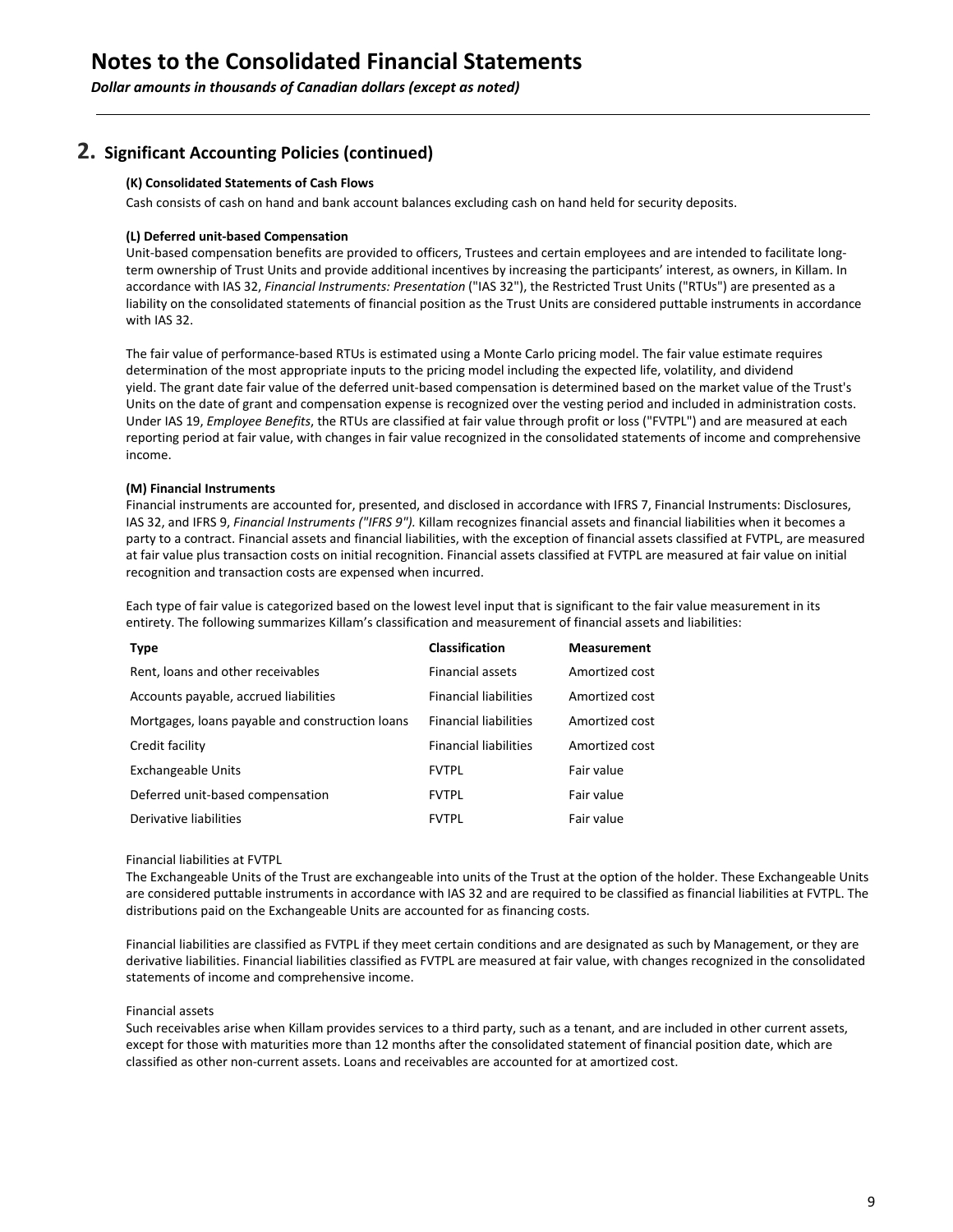# Notes to the Consolidated Financial Statements

*Dollar amounts in thousands of Canadian dollars (except as noted)*

## 2. Significant Accounting Policies (continued)

**(K) Consolidated Statements of Cash Flows**

Cash consists of cash on hand and bank account balances excluding cash on hand held for security deposits.

**(L) Deferred unit-based Compensation**

Unit-based compensation benefits are provided to officers, Trustees and certain employees and are intended to facilitate long-term ownership of Trust Units and provide additional incentives by increasing the participants' interest, as owners, in Killam. In accordance with IAS 32, *Financial Instruments: Presentation* ("IAS 32"), the Restricted Trust Units ("RTUs") are presented as a liability on the consolidated statements of financial position as the Trust Units are considered puttable instruments in accordance with IAS 32.

The fair value of performance-based RTUs is estimated using a Monte Carlo pricing model. The fair value estimate requires determination of the most appropriate inputs to the pricing model including the expected life, volatility, and dividend yield. The grant date fair value of the deferred unit-based compensation is determined based on the market value of the Trust's Units on the date of grant and compensation expense is recognized over the vesting period and included in administration costs. Under IAS 19, *Employee Benefits*, the RTUs are classified at fair value through profit or loss ("FVTPL") and are measured at each reporting period at fair value, with changes in fair value recognized in the consolidated statements of income and comprehensive income.

**(M) Financial Instruments**

Financial instruments are accounted for, presented, and disclosed in accordance with IFRS 7, Financial Instruments: Disclosures, IAS 32, and IFRS 9, *Financial Instruments ("IFRS 9").* Killam recognizes financial assets and financial liabilities when it becomes a party to a contract. Financial assets and financial liabilities, with the exception of financial assets classified at FVTPL, are measured at fair value plus transaction costs on initial recognition. Financial assets classified at FVTPL are measured at fair value on initial recognition and transaction costs are expensed when incurred.

Each type of fair value is categorized based on the lowest level input that is significant to the fair value measurement in its entirety. The following summarizes Killam's classification and measurement of financial assets and liabilities:

| Type | Classification | Measurement |
|---|---|---|
| Rent, loans and other receivables | Financial assets | Amortized cost |
| Accounts payable, accrued liabilities | Financial liabilities | Amortized cost |
| Mortgages, loans payable and construction loans | Financial liabilities | Amortized cost |
| Credit facility | Financial liabilities | Amortized cost |
| Exchangeable Units | FVTPL | Fair value |
| Deferred unit-based compensation | FVTPL | Fair value |
| Derivative liabilities | FVTPL | Fair value |

Financial liabilities at FVTPL

The Exchangeable Units of the Trust are exchangeable into units of the Trust at the option of the holder. These Exchangeable Units are considered puttable instruments in accordance with IAS 32 and are required to be classified as financial liabilities at FVTPL. The distributions paid on the Exchangeable Units are accounted for as financing costs.

Financial liabilities are classified as FVTPL if they meet certain conditions and are designated as such by Management, or they are derivative liabilities. Financial liabilities classified as FVTPL are measured at fair value, with changes recognized in the consolidated statements of income and comprehensive income.

Financial assets

Such receivables arise when Killam provides services to a third party, such as a tenant, and are included in other current assets, except for those with maturities more than 12 months after the consolidated statement of financial position date, which are classified as other non-current assets. Loans and receivables are accounted for at amortized cost.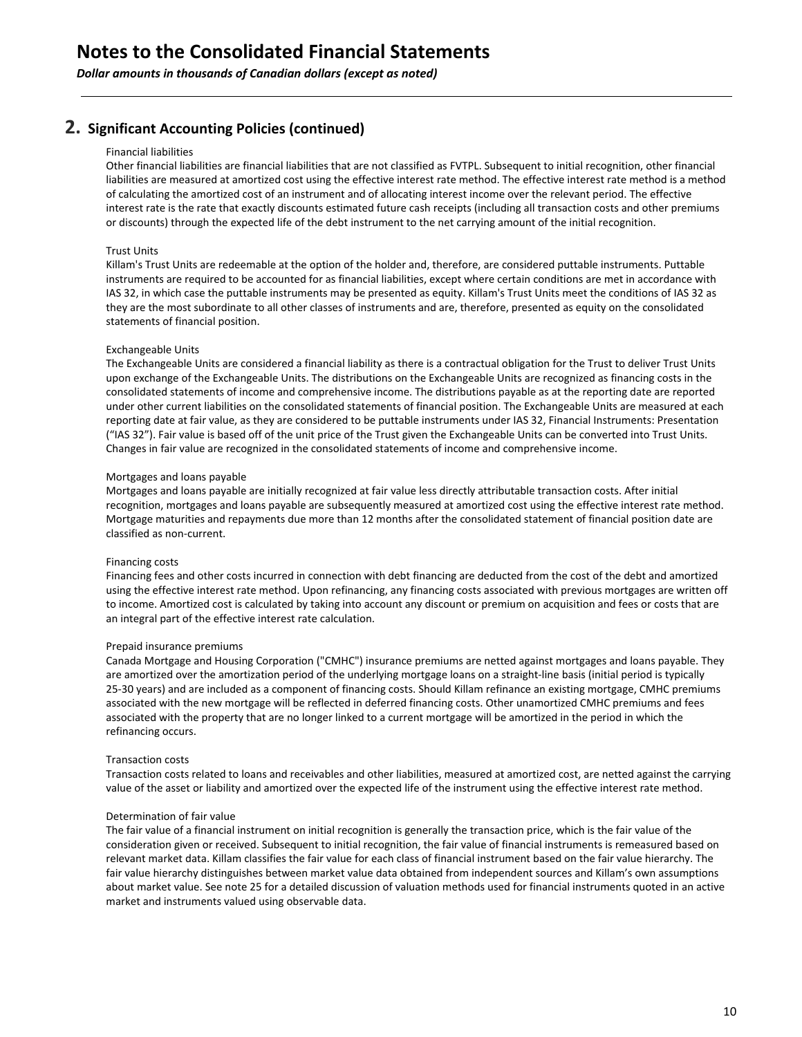# Notes to the Consolidated Financial Statements

*Dollar amounts in thousands of Canadian dollars (except as noted)*

## 2. Significant Accounting Policies (continued)

Financial liabilities

Other financial liabilities are financial liabilities that are not classified as FVTPL. Subsequent to initial recognition, other financial liabilities are measured at amortized cost using the effective interest rate method. The effective interest rate method is a method of calculating the amortized cost of an instrument and of allocating interest income over the relevant period. The effective interest rate is the rate that exactly discounts estimated future cash receipts (including all transaction costs and other premiums or discounts) through the expected life of the debt instrument to the net carrying amount of the initial recognition.

Trust Units

Killam's Trust Units are redeemable at the option of the holder and, therefore, are considered puttable instruments. Puttable instruments are required to be accounted for as financial liabilities, except where certain conditions are met in accordance with IAS 32, in which case the puttable instruments may be presented as equity. Killam's Trust Units meet the conditions of IAS 32 as they are the most subordinate to all other classes of instruments and are, therefore, presented as equity on the consolidated statements of financial position.

Exchangeable Units

The Exchangeable Units are considered a financial liability as there is a contractual obligation for the Trust to deliver Trust Units upon exchange of the Exchangeable Units. The distributions on the Exchangeable Units are recognized as financing costs in the consolidated statements of income and comprehensive income. The distributions payable as at the reporting date are reported under other current liabilities on the consolidated statements of financial position. The Exchangeable Units are measured at each reporting date at fair value, as they are considered to be puttable instruments under IAS 32, Financial Instruments: Presentation ("IAS 32"). Fair value is based off of the unit price of the Trust given the Exchangeable Units can be converted into Trust Units. Changes in fair value are recognized in the consolidated statements of income and comprehensive income.

Mortgages and loans payable

Mortgages and loans payable are initially recognized at fair value less directly attributable transaction costs. After initial recognition, mortgages and loans payable are subsequently measured at amortized cost using the effective interest rate method. Mortgage maturities and repayments due more than 12 months after the consolidated statement of financial position date are classified as non-current.

Financing costs

Financing fees and other costs incurred in connection with debt financing are deducted from the cost of the debt and amortized using the effective interest rate method. Upon refinancing, any financing costs associated with previous mortgages are written off to income. Amortized cost is calculated by taking into account any discount or premium on acquisition and fees or costs that are an integral part of the effective interest rate calculation.

Prepaid insurance premiums

Canada Mortgage and Housing Corporation ("CMHC") insurance premiums are netted against mortgages and loans payable. They are amortized over the amortization period of the underlying mortgage loans on a straight-line basis (initial period is typically 25-30 years) and are included as a component of financing costs. Should Killam refinance an existing mortgage, CMHC premiums associated with the new mortgage will be reflected in deferred financing costs. Other unamortized CMHC premiums and fees associated with the property that are no longer linked to a current mortgage will be amortized in the period in which the refinancing occurs.

Transaction costs

Transaction costs related to loans and receivables and other liabilities, measured at amortized cost, are netted against the carrying value of the asset or liability and amortized over the expected life of the instrument using the effective interest rate method.

Determination of fair value

The fair value of a financial instrument on initial recognition is generally the transaction price, which is the fair value of the consideration given or received. Subsequent to initial recognition, the fair value of financial instruments is remeasured based on relevant market data. Killam classifies the fair value for each class of financial instrument based on the fair value hierarchy. The fair value hierarchy distinguishes between market value data obtained from independent sources and Killam's own assumptions about market value. See note 25 for a detailed discussion of valuation methods used for financial instruments quoted in an active market and instruments valued using observable data.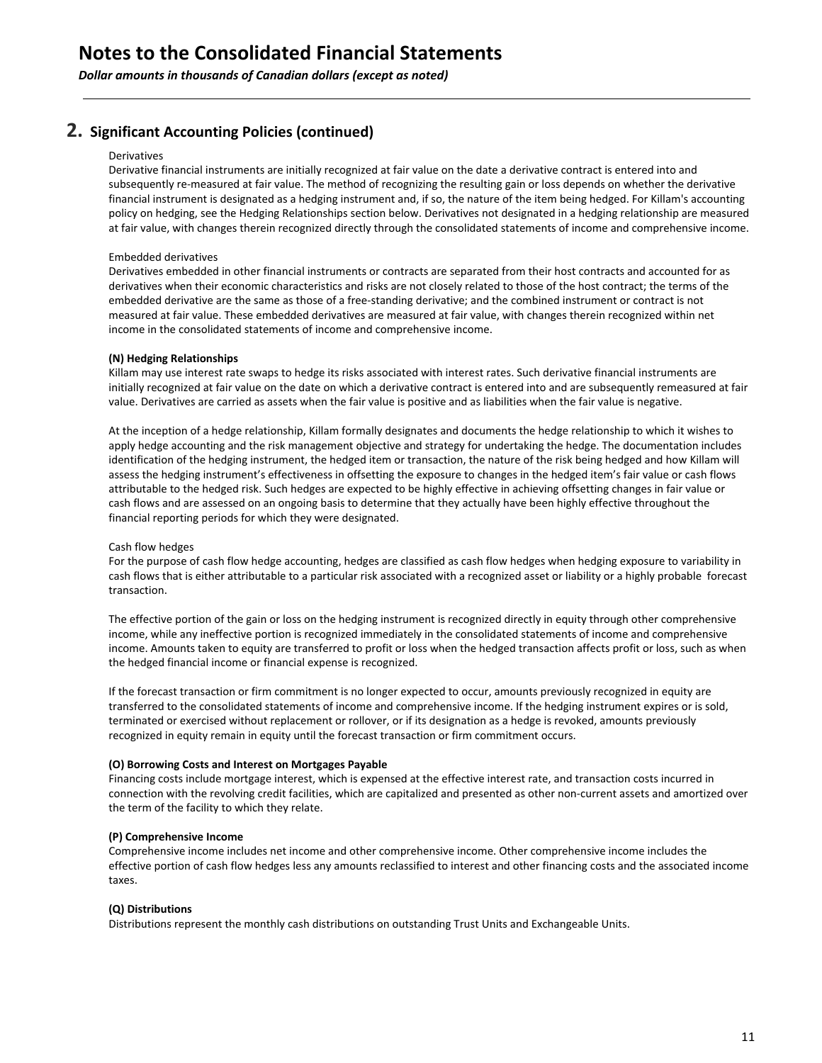# Notes to the Consolidated Financial Statements

*Dollar amounts in thousands of Canadian dollars (except as noted)*

## 2. Significant Accounting Policies (continued)

Derivatives

Derivative financial instruments are initially recognized at fair value on the date a derivative contract is entered into and subsequently re-measured at fair value. The method of recognizing the resulting gain or loss depends on whether the derivative financial instrument is designated as a hedging instrument and, if so, the nature of the item being hedged. For Killam's accounting policy on hedging, see the Hedging Relationships section below. Derivatives not designated in a hedging relationship are measured at fair value, with changes therein recognized directly through the consolidated statements of income and comprehensive income.

Embedded derivatives

Derivatives embedded in other financial instruments or contracts are separated from their host contracts and accounted for as derivatives when their economic characteristics and risks are not closely related to those of the host contract; the terms of the embedded derivative are the same as those of a free-standing derivative; and the combined instrument or contract is not measured at fair value. These embedded derivatives are measured at fair value, with changes therein recognized within net income in the consolidated statements of income and comprehensive income.

**(N) Hedging Relationships**

Killam may use interest rate swaps to hedge its risks associated with interest rates. Such derivative financial instruments are initially recognized at fair value on the date on which a derivative contract is entered into and are subsequently remeasured at fair value. Derivatives are carried as assets when the fair value is positive and as liabilities when the fair value is negative.

At the inception of a hedge relationship, Killam formally designates and documents the hedge relationship to which it wishes to apply hedge accounting and the risk management objective and strategy for undertaking the hedge. The documentation includes identification of the hedging instrument, the hedged item or transaction, the nature of the risk being hedged and how Killam will assess the hedging instrument's effectiveness in offsetting the exposure to changes in the hedged item's fair value or cash flows attributable to the hedged risk. Such hedges are expected to be highly effective in achieving offsetting changes in fair value or cash flows and are assessed on an ongoing basis to determine that they actually have been highly effective throughout the financial reporting periods for which they were designated.

Cash flow hedges

For the purpose of cash flow hedge accounting, hedges are classified as cash flow hedges when hedging exposure to variability in cash flows that is either attributable to a particular risk associated with a recognized asset or liability or a highly probable forecast transaction.

The effective portion of the gain or loss on the hedging instrument is recognized directly in equity through other comprehensive income, while any ineffective portion is recognized immediately in the consolidated statements of income and comprehensive income. Amounts taken to equity are transferred to profit or loss when the hedged transaction affects profit or loss, such as when the hedged financial income or financial expense is recognized.

If the forecast transaction or firm commitment is no longer expected to occur, amounts previously recognized in equity are transferred to the consolidated statements of income and comprehensive income. If the hedging instrument expires or is sold, terminated or exercised without replacement or rollover, or if its designation as a hedge is revoked, amounts previously recognized in equity remain in equity until the forecast transaction or firm commitment occurs.

**(O) Borrowing Costs and Interest on Mortgages Payable**

Financing costs include mortgage interest, which is expensed at the effective interest rate, and transaction costs incurred in connection with the revolving credit facilities, which are capitalized and presented as other non-current assets and amortized over the term of the facility to which they relate.

**(P) Comprehensive Income**

Comprehensive income includes net income and other comprehensive income. Other comprehensive income includes the effective portion of cash flow hedges less any amounts reclassified to interest and other financing costs and the associated income taxes.

**(Q) Distributions**

Distributions represent the monthly cash distributions on outstanding Trust Units and Exchangeable Units.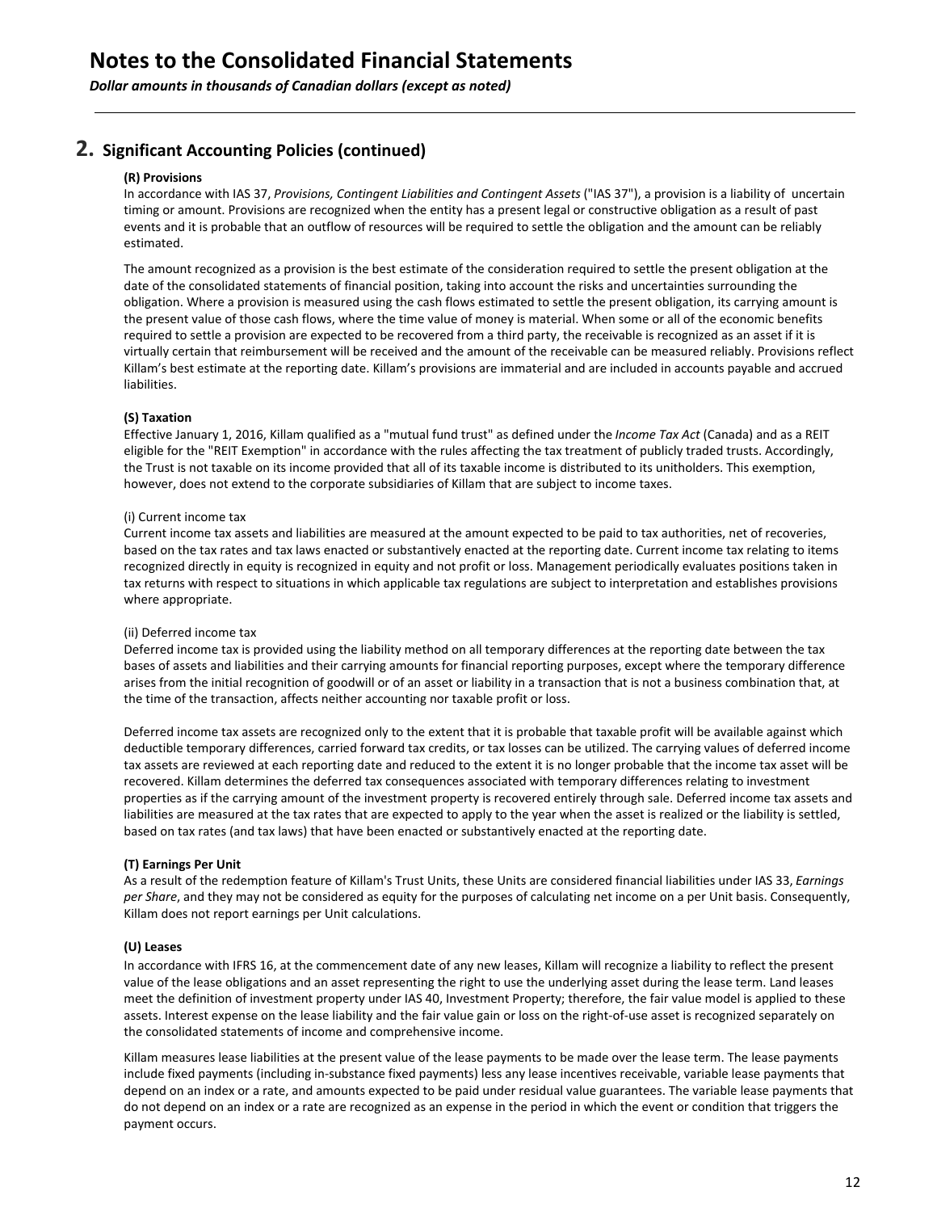# Notes to the Consolidated Financial Statements

*Dollar amounts in thousands of Canadian dollars (except as noted)*

## 2. Significant Accounting Policies (continued)

### (R) Provisions

In accordance with IAS 37, *Provisions, Contingent Liabilities and Contingent Assets* ("IAS 37"), a provision is a liability of uncertain timing or amount. Provisions are recognized when the entity has a present legal or constructive obligation as a result of past events and it is probable that an outflow of resources will be required to settle the obligation and the amount can be reliably estimated.

The amount recognized as a provision is the best estimate of the consideration required to settle the present obligation at the date of the consolidated statements of financial position, taking into account the risks and uncertainties surrounding the obligation. Where a provision is measured using the cash flows estimated to settle the present obligation, its carrying amount is the present value of those cash flows, where the time value of money is material. When some or all of the economic benefits required to settle a provision are expected to be recovered from a third party, the receivable is recognized as an asset if it is virtually certain that reimbursement will be received and the amount of the receivable can be measured reliably. Provisions reflect Killam's best estimate at the reporting date. Killam's provisions are immaterial and are included in accounts payable and accrued liabilities.

### (S) Taxation

Effective January 1, 2016, Killam qualified as a "mutual fund trust" as defined under the *Income Tax Act* (Canada) and as a REIT eligible for the "REIT Exemption" in accordance with the rules affecting the tax treatment of publicly traded trusts. Accordingly, the Trust is not taxable on its income provided that all of its taxable income is distributed to its unitholders. This exemption, however, does not extend to the corporate subsidiaries of Killam that are subject to income taxes.

(i) Current income tax

Current income tax assets and liabilities are measured at the amount expected to be paid to tax authorities, net of recoveries, based on the tax rates and tax laws enacted or substantively enacted at the reporting date. Current income tax relating to items recognized directly in equity is recognized in equity and not profit or loss. Management periodically evaluates positions taken in tax returns with respect to situations in which applicable tax regulations are subject to interpretation and establishes provisions where appropriate.

(ii) Deferred income tax

Deferred income tax is provided using the liability method on all temporary differences at the reporting date between the tax bases of assets and liabilities and their carrying amounts for financial reporting purposes, except where the temporary difference arises from the initial recognition of goodwill or of an asset or liability in a transaction that is not a business combination that, at the time of the transaction, affects neither accounting nor taxable profit or loss.

Deferred income tax assets are recognized only to the extent that it is probable that taxable profit will be available against which deductible temporary differences, carried forward tax credits, or tax losses can be utilized. The carrying values of deferred income tax assets are reviewed at each reporting date and reduced to the extent it is no longer probable that the income tax asset will be recovered. Killam determines the deferred tax consequences associated with temporary differences relating to investment properties as if the carrying amount of the investment property is recovered entirely through sale. Deferred income tax assets and liabilities are measured at the tax rates that are expected to apply to the year when the asset is realized or the liability is settled, based on tax rates (and tax laws) that have been enacted or substantively enacted at the reporting date.

### (T) Earnings Per Unit

As a result of the redemption feature of Killam's Trust Units, these Units are considered financial liabilities under IAS 33, *Earnings per Share*, and they may not be considered as equity for the purposes of calculating net income on a per Unit basis. Consequently, Killam does not report earnings per Unit calculations.

### (U) Leases

In accordance with IFRS 16, at the commencement date of any new leases, Killam will recognize a liability to reflect the present value of the lease obligations and an asset representing the right to use the underlying asset during the lease term. Land leases meet the definition of investment property under IAS 40, Investment Property; therefore, the fair value model is applied to these assets. Interest expense on the lease liability and the fair value gain or loss on the right-of-use asset is recognized separately on the consolidated statements of income and comprehensive income.

Killam measures lease liabilities at the present value of the lease payments to be made over the lease term. The lease payments include fixed payments (including in-substance fixed payments) less any lease incentives receivable, variable lease payments that depend on an index or a rate, and amounts expected to be paid under residual value guarantees. The variable lease payments that do not depend on an index or a rate are recognized as an expense in the period in which the event or condition that triggers the payment occurs.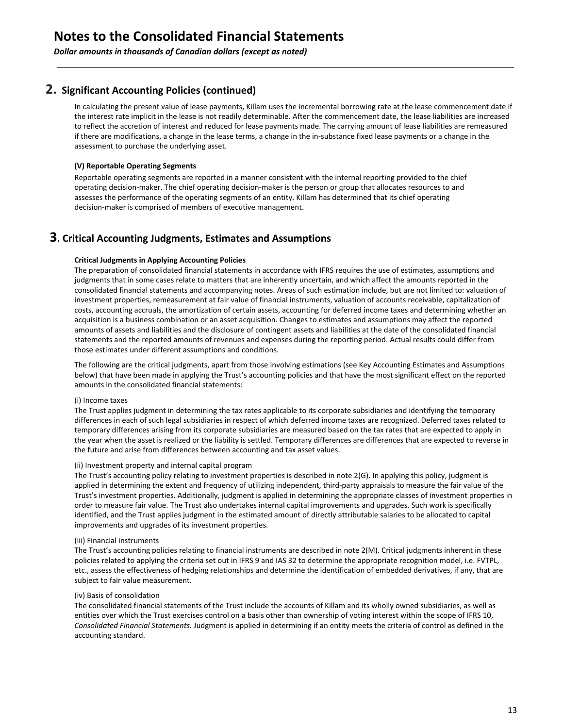# Notes to the Consolidated Financial Statements

*Dollar amounts in thousands of Canadian dollars (except as noted)*

## 2. Significant Accounting Policies (continued)

In calculating the present value of lease payments, Killam uses the incremental borrowing rate at the lease commencement date if the interest rate implicit in the lease is not readily determinable. After the commencement date, the lease liabilities are increased to reflect the accretion of interest and reduced for lease payments made. The carrying amount of lease liabilities are remeasured if there are modifications, a change in the lease terms, a change in the in-substance fixed lease payments or a change in the assessment to purchase the underlying asset.

**(V) Reportable Operating Segments**

Reportable operating segments are reported in a manner consistent with the internal reporting provided to the chief operating decision-maker. The chief operating decision-maker is the person or group that allocates resources to and assesses the performance of the operating segments of an entity. Killam has determined that its chief operating decision-maker is comprised of members of executive management.

## 3. Critical Accounting Judgments, Estimates and Assumptions

**Critical Judgments in Applying Accounting Policies**

The preparation of consolidated financial statements in accordance with IFRS requires the use of estimates, assumptions and judgments that in some cases relate to matters that are inherently uncertain, and which affect the amounts reported in the consolidated financial statements and accompanying notes. Areas of such estimation include, but are not limited to: valuation of investment properties, remeasurement at fair value of financial instruments, valuation of accounts receivable, capitalization of costs, accounting accruals, the amortization of certain assets, accounting for deferred income taxes and determining whether an acquisition is a business combination or an asset acquisition. Changes to estimates and assumptions may affect the reported amounts of assets and liabilities and the disclosure of contingent assets and liabilities at the date of the consolidated financial statements and the reported amounts of revenues and expenses during the reporting period. Actual results could differ from those estimates under different assumptions and conditions.

The following are the critical judgments, apart from those involving estimations (see Key Accounting Estimates and Assumptions below) that have been made in applying the Trust's accounting policies and that have the most significant effect on the reported amounts in the consolidated financial statements:

(i) Income taxes

The Trust applies judgment in determining the tax rates applicable to its corporate subsidiaries and identifying the temporary differences in each of such legal subsidiaries in respect of which deferred income taxes are recognized. Deferred taxes related to temporary differences arising from its corporate subsidiaries are measured based on the tax rates that are expected to apply in the year when the asset is realized or the liability is settled. Temporary differences are differences that are expected to reverse in the future and arise from differences between accounting and tax asset values.

(ii) Investment property and internal capital program

The Trust's accounting policy relating to investment properties is described in note 2(G). In applying this policy, judgment is applied in determining the extent and frequency of utilizing independent, third-party appraisals to measure the fair value of the Trust's investment properties. Additionally, judgment is applied in determining the appropriate classes of investment properties in order to measure fair value. The Trust also undertakes internal capital improvements and upgrades. Such work is specifically identified, and the Trust applies judgment in the estimated amount of directly attributable salaries to be allocated to capital improvements and upgrades of its investment properties.

(iii) Financial instruments

The Trust's accounting policies relating to financial instruments are described in note 2(M). Critical judgments inherent in these policies related to applying the criteria set out in IFRS 9 and IAS 32 to determine the appropriate recognition model, i.e. FVTPL, etc., assess the effectiveness of hedging relationships and determine the identification of embedded derivatives, if any, that are subject to fair value measurement.

(iv) Basis of consolidation

The consolidated financial statements of the Trust include the accounts of Killam and its wholly owned subsidiaries, as well as entities over which the Trust exercises control on a basis other than ownership of voting interest within the scope of IFRS 10, *Consolidated Financial Statements*. Judgment is applied in determining if an entity meets the criteria of control as defined in the accounting standard.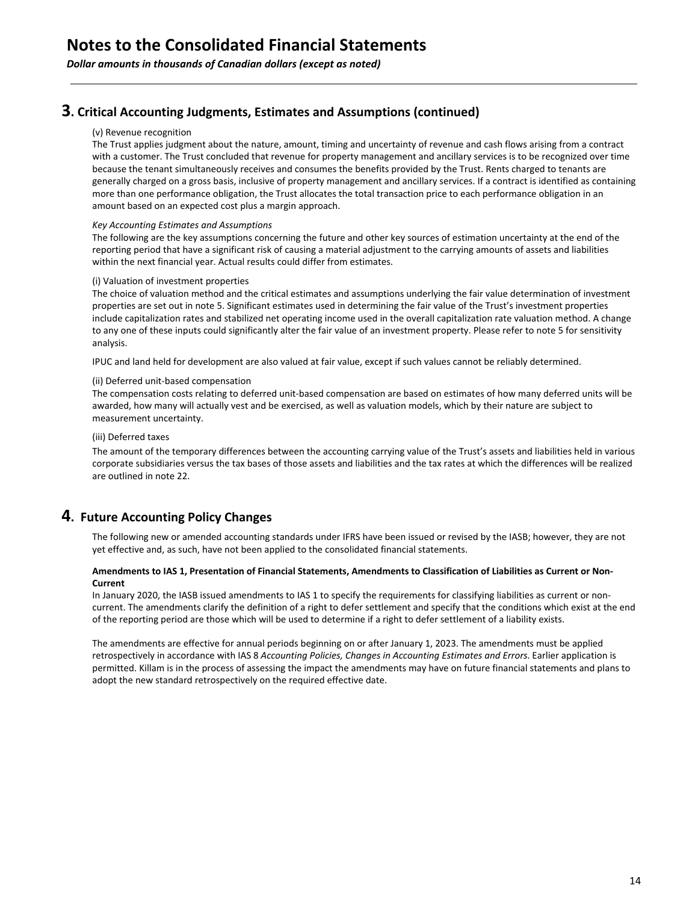# Notes to the Consolidated Financial Statements

***Dollar amounts in thousands of Canadian dollars (except as noted)***

## 3. Critical Accounting Judgments, Estimates and Assumptions (continued)

(v) Revenue recognition

The Trust applies judgment about the nature, amount, timing and uncertainty of revenue and cash flows arising from a contract with a customer. The Trust concluded that revenue for property management and ancillary services is to be recognized over time because the tenant simultaneously receives and consumes the benefits provided by the Trust. Rents charged to tenants are generally charged on a gross basis, inclusive of property management and ancillary services. If a contract is identified as containing more than one performance obligation, the Trust allocates the total transaction price to each performance obligation in an amount based on an expected cost plus a margin approach.

*Key Accounting Estimates and Assumptions*

The following are the key assumptions concerning the future and other key sources of estimation uncertainty at the end of the reporting period that have a significant risk of causing a material adjustment to the carrying amounts of assets and liabilities within the next financial year. Actual results could differ from estimates.

(i) Valuation of investment properties

The choice of valuation method and the critical estimates and assumptions underlying the fair value determination of investment properties are set out in note 5. Significant estimates used in determining the fair value of the Trust's investment properties include capitalization rates and stabilized net operating income used in the overall capitalization rate valuation method. A change to any one of these inputs could significantly alter the fair value of an investment property. Please refer to note 5 for sensitivity analysis.

IPUC and land held for development are also valued at fair value, except if such values cannot be reliably determined.

(ii) Deferred unit-based compensation

The compensation costs relating to deferred unit-based compensation are based on estimates of how many deferred units will be awarded, how many will actually vest and be exercised, as well as valuation models, which by their nature are subject to measurement uncertainty.

(iii) Deferred taxes

The amount of the temporary differences between the accounting carrying value of the Trust's assets and liabilities held in various corporate subsidiaries versus the tax bases of those assets and liabilities and the tax rates at which the differences will be realized are outlined in note 22.

## 4. Future Accounting Policy Changes

The following new or amended accounting standards under IFRS have been issued or revised by the IASB; however, they are not yet effective and, as such, have not been applied to the consolidated financial statements.

**Amendments to IAS 1, Presentation of Financial Statements, Amendments to Classification of Liabilities as Current or Non-Current**

In January 2020, the IASB issued amendments to IAS 1 to specify the requirements for classifying liabilities as current or non-current. The amendments clarify the definition of a right to defer settlement and specify that the conditions which exist at the end of the reporting period are those which will be used to determine if a right to defer settlement of a liability exists.

The amendments are effective for annual periods beginning on or after January 1, 2023. The amendments must be applied retrospectively in accordance with IAS 8 *Accounting Policies, Changes in Accounting Estimates and Errors*. Earlier application is permitted. Killam is in the process of assessing the impact the amendments may have on future financial statements and plans to adopt the new standard retrospectively on the required effective date.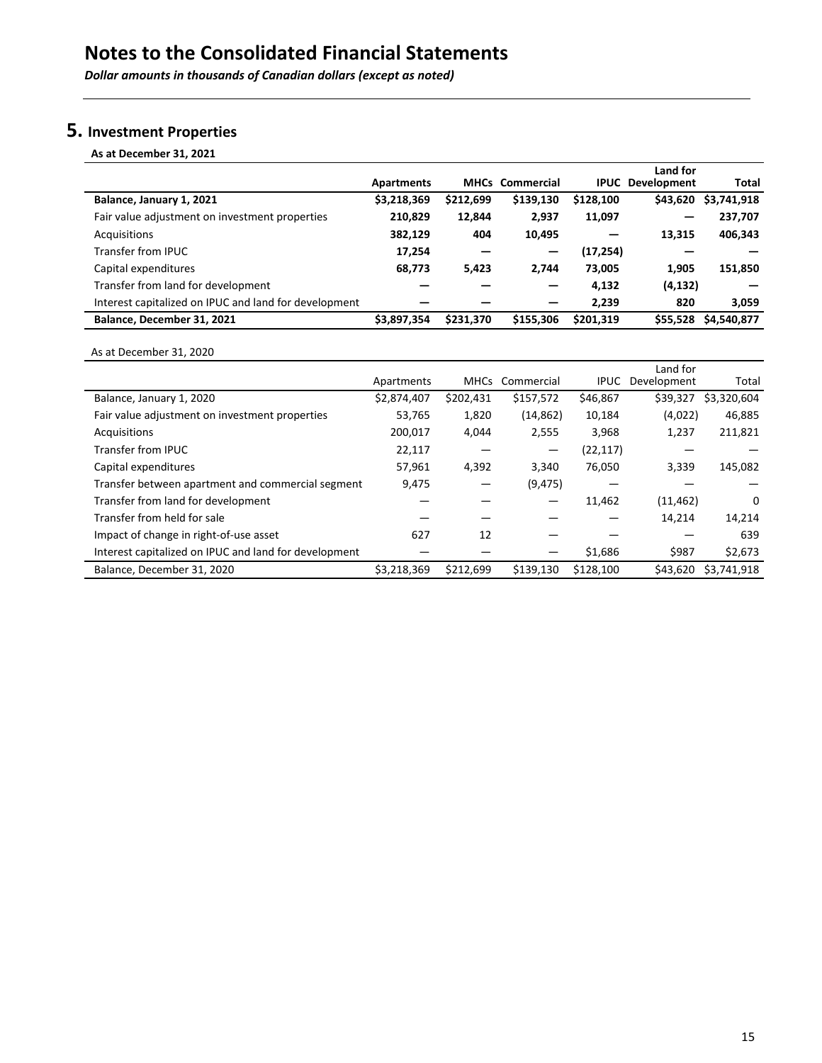# Notes to the Consolidated Financial Statements

***Dollar amounts in thousands of Canadian dollars (except as noted)***

## 5. Investment Properties

**As at December 31, 2021**

| | **Apartments** | **MHCs** | **Commercial** | **IPUC** | **Land for Development** | **Total** |
|---|---|---|---|---|---|---|
| **Balance, January 1, 2021** | **$3,218,369** | **$212,699** | **$139,130** | **$128,100** | **$43,620** | **$3,741,918** |
| Fair value adjustment on investment properties | **210,829** | **12,844** | **2,937** | **11,097** | **—** | **237,707** |
| Acquisitions | **382,129** | **404** | **10,495** | **—** | **13,315** | **406,343** |
| Transfer from IPUC | **17,254** | **—** | **—** | **(17,254)** | **—** | **—** |
| Capital expenditures | **68,773** | **5,423** | **2,744** | **73,005** | **1,905** | **151,850** |
| Transfer from land for development | **—** | **—** | **—** | **4,132** | **(4,132)** | **—** |
| Interest capitalized on IPUC and land for development | **—** | **—** | **—** | **2,239** | **820** | **3,059** |
| **Balance, December 31, 2021** | **$3,897,354** | **$231,370** | **$155,306** | **$201,319** | **$55,528** | **$4,540,877** |

As at December 31, 2020

| | Apartments | MHCs | Commercial | IPUC | Land for Development | Total |
|---|---|---|---|---|---|---|
| Balance, January 1, 2020 | $2,874,407 | $202,431 | $157,572 | $46,867 | $39,327 | $3,320,604 |
| Fair value adjustment on investment properties | 53,765 | 1,820 | (14,862) | 10,184 | (4,022) | 46,885 |
| Acquisitions | 200,017 | 4,044 | 2,555 | 3,968 | 1,237 | 211,821 |
| Transfer from IPUC | 22,117 | — | — | (22,117) | — | — |
| Capital expenditures | 57,961 | 4,392 | 3,340 | 76,050 | 3,339 | 145,082 |
| Transfer between apartment and commercial segment | 9,475 | — | (9,475) | — | — | — |
| Transfer from land for development | — | — | — | 11,462 | (11,462) | 0 |
| Transfer from held for sale | — | — | — | — | 14,214 | 14,214 |
| Impact of change in right-of-use asset | 627 | 12 | — | — | — | 639 |
| Interest capitalized on IPUC and land for development | — | — | — | $1,686 | $987 | $2,673 |
| Balance, December 31, 2020 | $3,218,369 | $212,699 | $139,130 | $128,100 | $43,620 | $3,741,918 |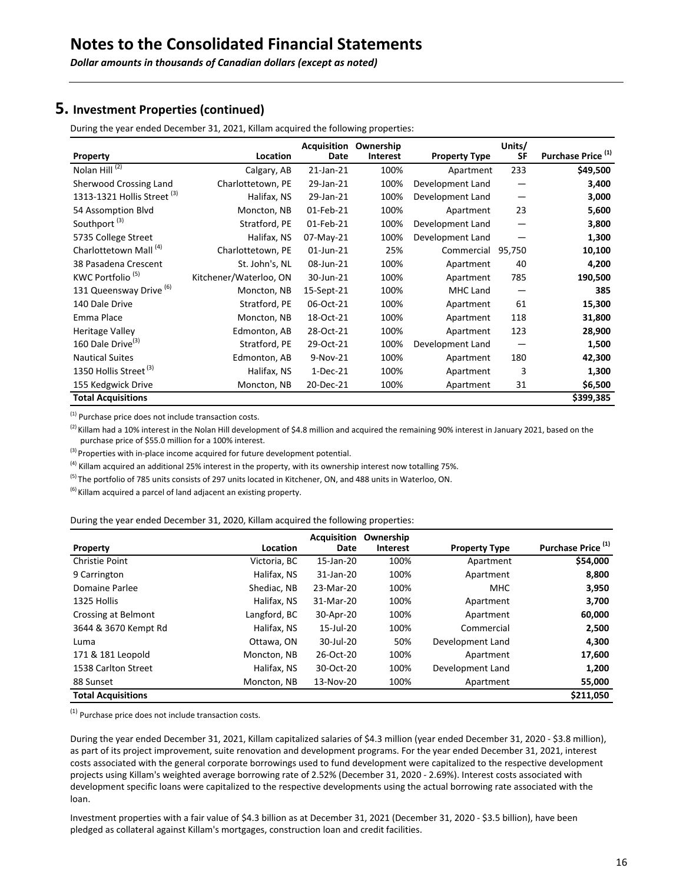# Notes to the Consolidated Financial Statements

*Dollar amounts in thousands of Canadian dollars (except as noted)*

## 5. Investment Properties (continued)

During the year ended December 31, 2021, Killam acquired the following properties:

| Property | Location | Acquisition Date | Ownership Interest | Property Type | Units/ SF | Purchase Price [(1)] |
|---|---|---|---|---|---|---|
| Nolan Hill [(2)] | Calgary, AB | 21-Jan-21 | 100% | Apartment | 233 | **$49,500** |
| Sherwood Crossing Land | Charlottetown, PE | 29-Jan-21 | 100% | Development Land | — | **3,400** |
| 1313-1321 Hollis Street [(3)] | Halifax, NS | 29-Jan-21 | 100% | Development Land | — | **3,000** |
| 54 Assomption Blvd | Moncton, NB | 01-Feb-21 | 100% | Apartment | 23 | **5,600** |
| Southport [(3)] | Stratford, PE | 01-Feb-21 | 100% | Development Land | — | **3,800** |
| 5735 College Street | Halifax, NS | 07-May-21 | 100% | Development Land | — | **1,300** |
| Charlottetown Mall [(4)] | Charlottetown, PE | 01-Jun-21 | 25% | Commercial | 95,750 | **10,100** |
| 38 Pasadena Crescent | St. John's, NL | 08-Jun-21 | 100% | Apartment | 40 | **4,200** |
| KWC Portfolio [(5)] | Kitchener/Waterloo, ON | 30-Jun-21 | 100% | Apartment | 785 | **190,500** |
| 131 Queensway Drive [(6)] | Moncton, NB | 15-Sept-21 | 100% | MHC Land | — | **385** |
| 140 Dale Drive | Stratford, PE | 06-Oct-21 | 100% | Apartment | 61 | **15,300** |
| Emma Place | Moncton, NB | 18-Oct-21 | 100% | Apartment | 118 | **31,800** |
| Heritage Valley | Edmonton, AB | 28-Oct-21 | 100% | Apartment | 123 | **28,900** |
| 160 Dale Drive[(3)] | Stratford, PE | 29-Oct-21 | 100% | Development Land | — | **1,500** |
| Nautical Suites | Edmonton, AB | 9-Nov-21 | 100% | Apartment | 180 | **42,300** |
| 1350 Hollis Street [(3)] | Halifax, NS | 1-Dec-21 | 100% | Apartment | 3 | **1,300** |
| 155 Kedgwick Drive | Moncton, NB | 20-Dec-21 | 100% | Apartment | 31 | **$6,500** |
| **Total Acquisitions** | | | | | | **$399,385** |

[(1)] Purchase price does not include transaction costs.

[(2)] Killam had a 10% interest in the Nolan Hill development of $4.8 million and acquired the remaining 90% interest in January 2021, based on the purchase price of $55.0 million for a 100% interest.

[(3)] Properties with in-place income acquired for future development potential.

[(4)] Killam acquired an additional 25% interest in the property, with its ownership interest now totalling 75%.

[(5)] The portfolio of 785 units consists of 297 units located in Kitchener, ON, and 488 units in Waterloo, ON.

[(6)] Killam acquired a parcel of land adjacent an existing property.

During the year ended December 31, 2020, Killam acquired the following properties:

| Property | Location | Acquisition Date | Ownership Interest | Property Type | Purchase Price [(1)] |
|---|---|---|---|---|---|
| Christie Point | Victoria, BC | 15-Jan-20 | 100% | Apartment | **$54,000** |
| 9 Carrington | Halifax, NS | 31-Jan-20 | 100% | Apartment | **8,800** |
| Domaine Parlee | Shediac, NB | 23-Mar-20 | 100% | MHC | **3,950** |
| 1325 Hollis | Halifax, NS | 31-Mar-20 | 100% | Apartment | **3,700** |
| Crossing at Belmont | Langford, BC | 30-Apr-20 | 100% | Apartment | **60,000** |
| 3644 & 3670 Kempt Rd | Halifax, NS | 15-Jul-20 | 100% | Commercial | **2,500** |
| Luma | Ottawa, ON | 30-Jul-20 | 50% | Development Land | **4,300** |
| 171 & 181 Leopold | Moncton, NB | 26-Oct-20 | 100% | Apartment | **17,600** |
| 1538 Carlton Street | Halifax, NS | 30-Oct-20 | 100% | Development Land | **1,200** |
| 88 Sunset | Moncton, NB | 13-Nov-20 | 100% | Apartment | **55,000** |
| **Total Acquisitions** | | | | | **$211,050** |

[(1)] Purchase price does not include transaction costs.

During the year ended December 31, 2021, Killam capitalized salaries of $4.3 million (year ended December 31, 2020 - $3.8 million), as part of its project improvement, suite renovation and development programs. For the year ended December 31, 2021, interest costs associated with the general corporate borrowings used to fund development were capitalized to the respective development projects using Killam's weighted average borrowing rate of 2.52% (December 31, 2020 - 2.69%). Interest costs associated with development specific loans were capitalized to the respective developments using the actual borrowing rate associated with the loan.

Investment properties with a fair value of $4.3 billion as at December 31, 2021 (December 31, 2020 - $3.5 billion), have been pledged as collateral against Killam's mortgages, construction loan and credit facilities.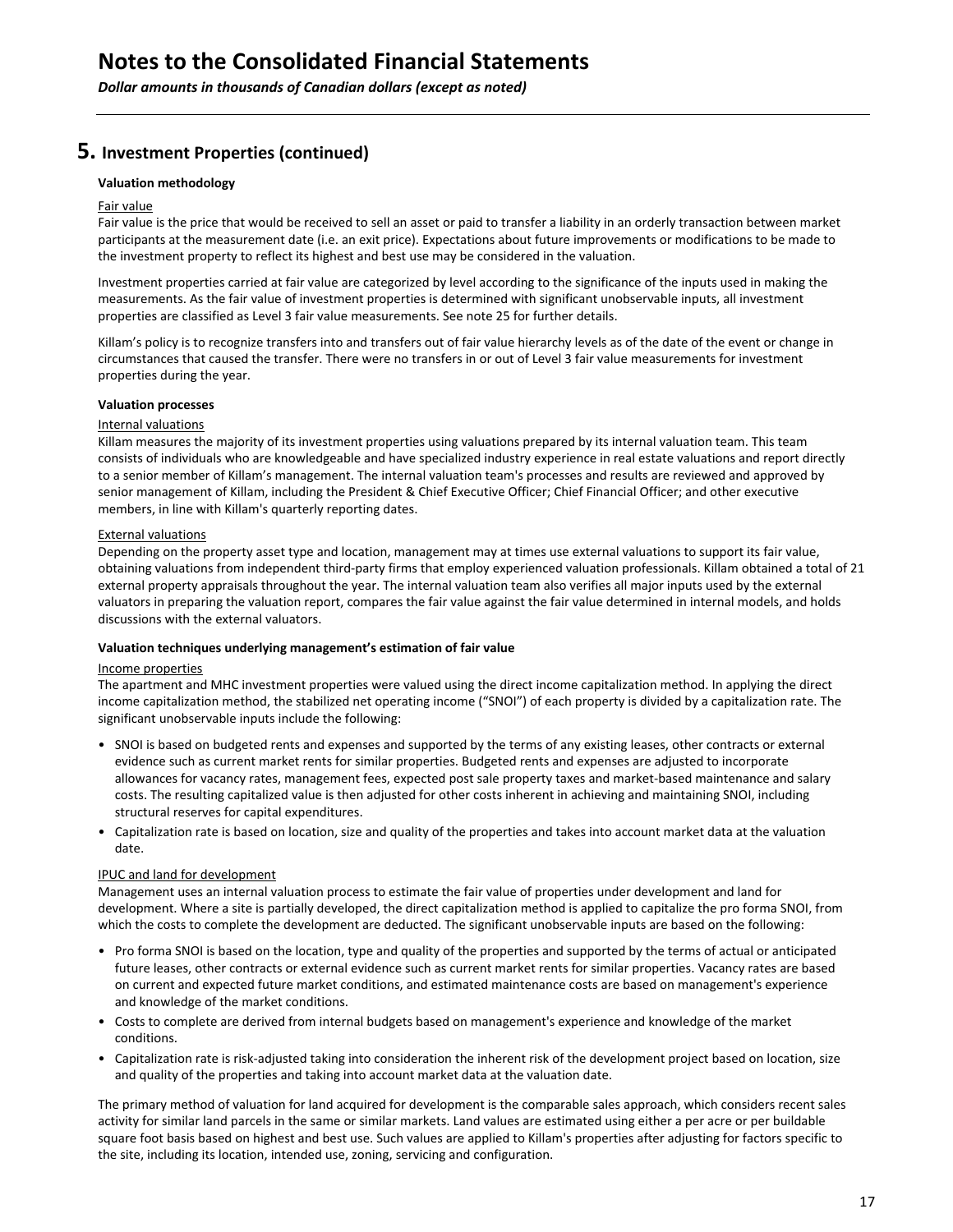# Notes to the Consolidated Financial Statements

*Dollar amounts in thousands of Canadian dollars (except as noted)*

## 5. Investment Properties (continued)

**Valuation methodology**

Fair value

Fair value is the price that would be received to sell an asset or paid to transfer a liability in an orderly transaction between market participants at the measurement date (i.e. an exit price). Expectations about future improvements or modifications to be made to the investment property to reflect its highest and best use may be considered in the valuation.

Investment properties carried at fair value are categorized by level according to the significance of the inputs used in making the measurements. As the fair value of investment properties is determined with significant unobservable inputs, all investment properties are classified as Level 3 fair value measurements. See note 25 for further details.

Killam's policy is to recognize transfers into and transfers out of fair value hierarchy levels as of the date of the event or change in circumstances that caused the transfer. There were no transfers in or out of Level 3 fair value measurements for investment properties during the year.

**Valuation processes**

Internal valuations

Killam measures the majority of its investment properties using valuations prepared by its internal valuation team. This team consists of individuals who are knowledgeable and have specialized industry experience in real estate valuations and report directly to a senior member of Killam's management. The internal valuation team's processes and results are reviewed and approved by senior management of Killam, including the President & Chief Executive Officer; Chief Financial Officer; and other executive members, in line with Killam's quarterly reporting dates.

External valuations

Depending on the property asset type and location, management may at times use external valuations to support its fair value, obtaining valuations from independent third-party firms that employ experienced valuation professionals. Killam obtained a total of 21 external property appraisals throughout the year. The internal valuation team also verifies all major inputs used by the external valuators in preparing the valuation report, compares the fair value against the fair value determined in internal models, and holds discussions with the external valuators.

**Valuation techniques underlying management's estimation of fair value**

Income properties

The apartment and MHC investment properties were valued using the direct income capitalization method. In applying the direct income capitalization method, the stabilized net operating income ("SNOI") of each property is divided by a capitalization rate. The significant unobservable inputs include the following:

- SNOI is based on budgeted rents and expenses and supported by the terms of any existing leases, other contracts or external evidence such as current market rents for similar properties. Budgeted rents and expenses are adjusted to incorporate allowances for vacancy rates, management fees, expected post sale property taxes and market-based maintenance and salary costs. The resulting capitalized value is then adjusted for other costs inherent in achieving and maintaining SNOI, including structural reserves for capital expenditures.
- Capitalization rate is based on location, size and quality of the properties and takes into account market data at the valuation date.

IPUC and land for development

Management uses an internal valuation process to estimate the fair value of properties under development and land for development. Where a site is partially developed, the direct capitalization method is applied to capitalize the pro forma SNOI, from which the costs to complete the development are deducted. The significant unobservable inputs are based on the following:

- Pro forma SNOI is based on the location, type and quality of the properties and supported by the terms of actual or anticipated future leases, other contracts or external evidence such as current market rents for similar properties. Vacancy rates are based on current and expected future market conditions, and estimated maintenance costs are based on management's experience and knowledge of the market conditions.
- Costs to complete are derived from internal budgets based on management's experience and knowledge of the market conditions.
- Capitalization rate is risk-adjusted taking into consideration the inherent risk of the development project based on location, size and quality of the properties and taking into account market data at the valuation date.

The primary method of valuation for land acquired for development is the comparable sales approach, which considers recent sales activity for similar land parcels in the same or similar markets. Land values are estimated using either a per acre or per buildable square foot basis based on highest and best use. Such values are applied to Killam's properties after adjusting for factors specific to the site, including its location, intended use, zoning, servicing and configuration.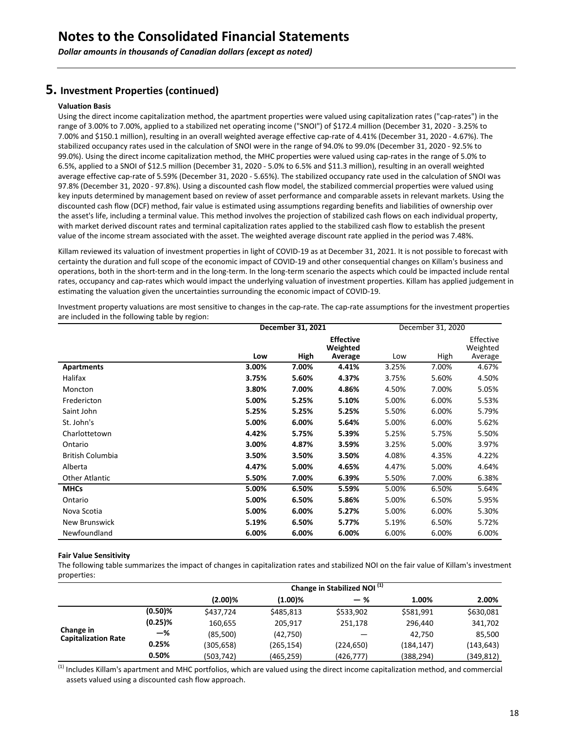# Notes to the Consolidated Financial Statements

*Dollar amounts in thousands of Canadian dollars (except as noted)*

## 5. Investment Properties (continued)

### Valuation Basis

Using the direct income capitalization method, the apartment properties were valued using capitalization rates ("cap-rates") in the range of 3.00% to 7.00%, applied to a stabilized net operating income ("SNOI") of $172.4 million (December 31, 2020 - 3.25% to 7.00% and $150.1 million), resulting in an overall weighted average effective cap-rate of 4.41% (December 31, 2020 - 4.67%). The stabilized occupancy rates used in the calculation of SNOI were in the range of 94.0% to 99.0% (December 31, 2020 - 92.5% to 99.0%). Using the direct income capitalization method, the MHC properties were valued using cap-rates in the range of 5.0% to 6.5%, applied to a SNOI of $12.5 million (December 31, 2020 - 5.0% to 6.5% and $11.3 million), resulting in an overall weighted average effective cap-rate of 5.59% (December 31, 2020 - 5.65%). The stabilized occupancy rate used in the calculation of SNOI was 97.8% (December 31, 2020 - 97.8%). Using a discounted cash flow model, the stabilized commercial properties were valued using key inputs determined by management based on review of asset performance and comparable assets in relevant markets. Using the discounted cash flow (DCF) method, fair value is estimated using assumptions regarding benefits and liabilities of ownership over the asset's life, including a terminal value. This method involves the projection of stabilized cash flows on each individual property, with market derived discount rates and terminal capitalization rates applied to the stabilized cash flow to establish the present value of the income stream associated with the asset. The weighted average discount rate applied in the period was 7.48%.

Killam reviewed its valuation of investment properties in light of COVID-19 as at December 31, 2021. It is not possible to forecast with certainty the duration and full scope of the economic impact of COVID-19 and other consequential changes on Killam's business and operations, both in the short-term and in the long-term. In the long-term scenario the aspects which could be impacted include rental rates, occupancy and cap-rates which would impact the underlying valuation of investment properties. Killam has applied judgement in estimating the valuation given the uncertainties surrounding the economic impact of COVID-19.

Investment property valuations are most sensitive to changes in the cap-rate. The cap-rate assumptions for the investment properties are included in the following table by region:

| | **December 31, 2021** | | | December 31, 2020 | | |
|---|---|---|---|---|---|---|
| | **Low** | **High** | **Effective Weighted Average** | Low | High | Effective Weighted Average |
| **Apartments** | **3.00%** | **7.00%** | **4.41%** | 3.25% | 7.00% | 4.67% |
| Halifax | **3.75%** | **5.60%** | **4.37%** | 3.75% | 5.60% | 4.50% |
| Moncton | **3.80%** | **7.00%** | **4.86%** | 4.50% | 7.00% | 5.05% |
| Fredericton | **5.00%** | **5.25%** | **5.10%** | 5.00% | 6.00% | 5.53% |
| Saint John | **5.25%** | **5.25%** | **5.25%** | 5.50% | 6.00% | 5.79% |
| St. John's | **5.00%** | **6.00%** | **5.64%** | 5.00% | 6.00% | 5.62% |
| Charlottetown | **4.42%** | **5.75%** | **5.39%** | 5.25% | 5.75% | 5.50% |
| Ontario | **3.00%** | **4.87%** | **3.59%** | 3.25% | 5.00% | 3.97% |
| British Columbia | **3.50%** | **3.50%** | **3.50%** | 4.08% | 4.35% | 4.22% |
| Alberta | **4.47%** | **5.00%** | **4.65%** | 4.47% | 5.00% | 4.64% |
| Other Atlantic | **5.50%** | **7.00%** | **6.39%** | 5.50% | 7.00% | 6.38% |
| **MHCs** | **5.00%** | **6.50%** | **5.59%** | 5.00% | 6.50% | 5.64% |
| Ontario | **5.00%** | **6.50%** | **5.86%** | 5.00% | 6.50% | 5.95% |
| Nova Scotia | **5.00%** | **6.00%** | **5.27%** | 5.00% | 6.00% | 5.30% |
| New Brunswick | **5.19%** | **6.50%** | **5.77%** | 5.19% | 6.50% | 5.72% |
| Newfoundland | **6.00%** | **6.00%** | **6.00%** | 6.00% | 6.00% | 6.00% |

### Fair Value Sensitivity

The following table summarizes the impact of changes in capitalization rates and stabilized NOI on the fair value of Killam's investment properties:

| | | **Change in Stabilized NOI [1]** | | | | |
|---|---|---|---|---|---|---|
| | | **(2.00)%** | **(1.00)%** | **— %** | **1.00%** | **2.00%** |
| **Change in Capitalization Rate** | **(0.50)%** | $437,724 | $485,813 | $533,902 | $581,991 | $630,081 |
| | **(0.25)%** | 160,655 | 205,917 | 251,178 | 296,440 | 341,702 |
| | **—%** | (85,500) | (42,750) | — | 42,750 | 85,500 |
| | **0.25%** | (305,658) | (265,154) | (224,650) | (184,147) | (143,643) |
| | **0.50%** | (503,742) | (465,259) | (426,777) | (388,294) | (349,812) |

[1] Includes Killam's apartment and MHC portfolios, which are valued using the direct income capitalization method, and commercial assets valued using a discounted cash flow approach.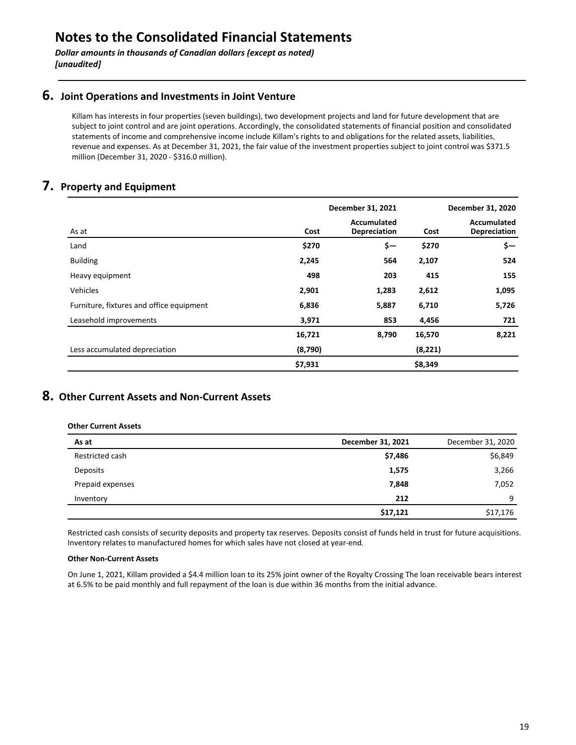# Notes to the Consolidated Financial Statements

***Dollar amounts in thousands of Canadian dollars (except as noted)***
***[unaudited]***

## 6. Joint Operations and Investments in Joint Venture

Killam has interests in four properties (seven buildings), two development projects and land for future development that are subject to joint control and are joint operations. Accordingly, the consolidated statements of financial position and consolidated statements of income and comprehensive income include Killam's rights to and obligations for the related assets, liabilities, revenue and expenses. As at December 31, 2021, the fair value of the investment properties subject to joint control was $371.5 million (December 31, 2020 - $316.0 million).

## 7. Property and Equipment

| | December 31, 2021 | | December 31, 2020 | |
|---|---|---|---|---|
| As at | Cost | Accumulated Depreciation | Cost | Accumulated Depreciation |
| Land | **$270** | **$—** | **$270** | **$—** |
| Building | **2,245** | **564** | **2,107** | **524** |
| Heavy equipment | **498** | **203** | **415** | **155** |
| Vehicles | **2,901** | **1,283** | **2,612** | **1,095** |
| Furniture, fixtures and office equipment | **6,836** | **5,887** | **6,710** | **5,726** |
| Leasehold improvements | **3,971** | **853** | **4,456** | **721** |
| | **16,721** | **8,790** | **16,570** | **8,221** |
| Less accumulated depreciation | **(8,790)** | | **(8,221)** | |
| | **$7,931** | | **$8,349** | |

## 8. Other Current Assets and Non-Current Assets

**Other Current Assets**

| As at | December 31, 2021 | December 31, 2020 |
|---|---|---|
| Restricted cash | **$7,486** | $6,849 |
| Deposits | **1,575** | 3,266 |
| Prepaid expenses | **7,848** | 7,052 |
| Inventory | **212** | 9 |
| | **$17,121** | $17,176 |

Restricted cash consists of security deposits and property tax reserves. Deposits consist of funds held in trust for future acquisitions. Inventory relates to manufactured homes for which sales have not closed at year-end.

**Other Non-Current Assets**

On June 1, 2021, Killam provided a $4.4 million loan to its 25% joint owner of the Royalty Crossing The loan receivable bears interest at 6.5% to be paid monthly and full repayment of the loan is due within 36 months from the initial advance.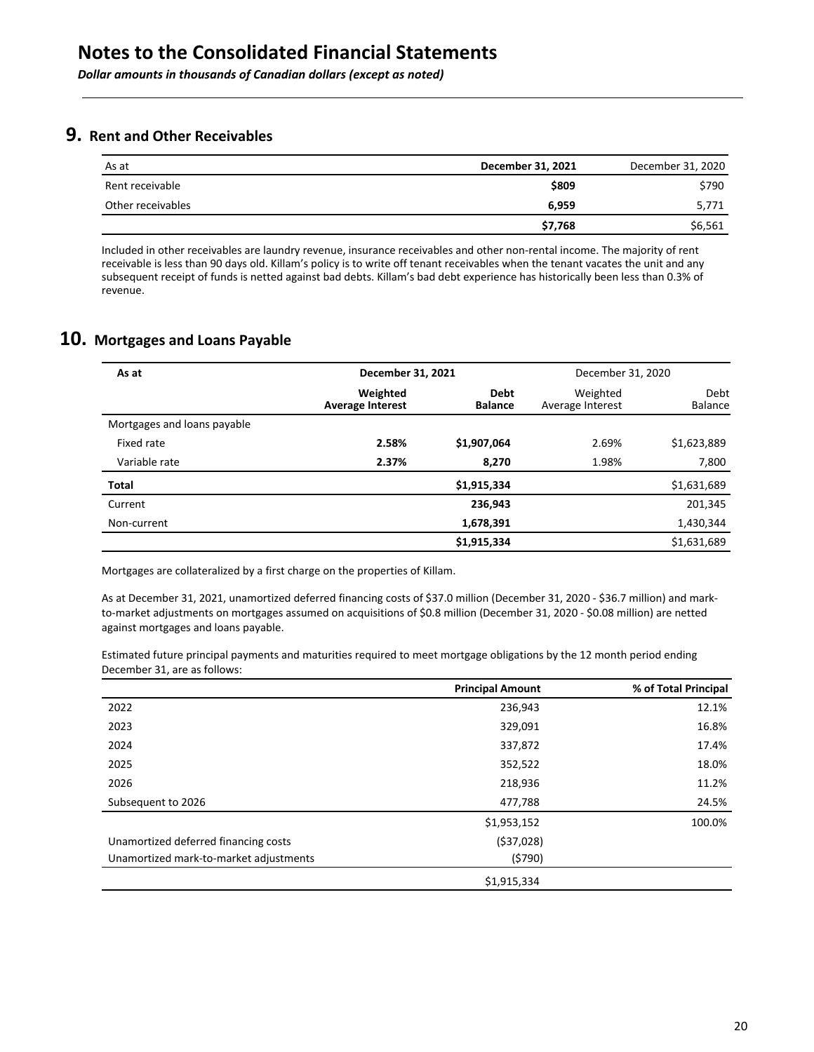# Notes to the Consolidated Financial Statements

*Dollar amounts in thousands of Canadian dollars (except as noted)*

## 9. Rent and Other Receivables

| As at | December 31, 2021 | December 31, 2020 |
|---|---|---|
| Rent receivable | **$809** | $790 |
| Other receivables | **6,959** | 5,771 |
| | **$7,768** | $6,561 |

Included in other receivables are laundry revenue, insurance receivables and other non-rental income. The majority of rent receivable is less than 90 days old. Killam's policy is to write off tenant receivables when the tenant vacates the unit and any subsequent receipt of funds is netted against bad debts. Killam's bad debt experience has historically been less than 0.3% of revenue.

## 10. Mortgages and Loans Payable

| As at | December 31, 2021 | | December 31, 2020 | |
|---|---|---|---|---|
| | **Weighted Average Interest** | **Debt Balance** | Weighted Average Interest | Debt Balance |
| Mortgages and loans payable | | | | |
| Fixed rate | **2.58%** | **$1,907,064** | 2.69% | $1,623,889 |
| Variable rate | **2.37%** | **8,270** | 1.98% | 7,800 |
| **Total** | | **$1,915,334** | | $1,631,689 |
| Current | | **236,943** | | 201,345 |
| Non-current | | **1,678,391** | | 1,430,344 |
| | | **$1,915,334** | | $1,631,689 |

Mortgages are collateralized by a first charge on the properties of Killam.

As at December 31, 2021, unamortized deferred financing costs of $37.0 million (December 31, 2020 - $36.7 million) and mark-to-market adjustments on mortgages assumed on acquisitions of $0.8 million (December 31, 2020 - $0.08 million) are netted against mortgages and loans payable.

Estimated future principal payments and maturities required to meet mortgage obligations by the 12 month period ending December 31, are as follows:

| | Principal Amount | % of Total Principal |
|---|---|---|
| 2022 | 236,943 | 12.1% |
| 2023 | 329,091 | 16.8% |
| 2024 | 337,872 | 17.4% |
| 2025 | 352,522 | 18.0% |
| 2026 | 218,936 | 11.2% |
| Subsequent to 2026 | 477,788 | 24.5% |
| | $1,953,152 | 100.0% |
| Unamortized deferred financing costs | ($37,028) | |
| Unamortized mark-to-market adjustments | ($790) | |
| | $1,915,334 | |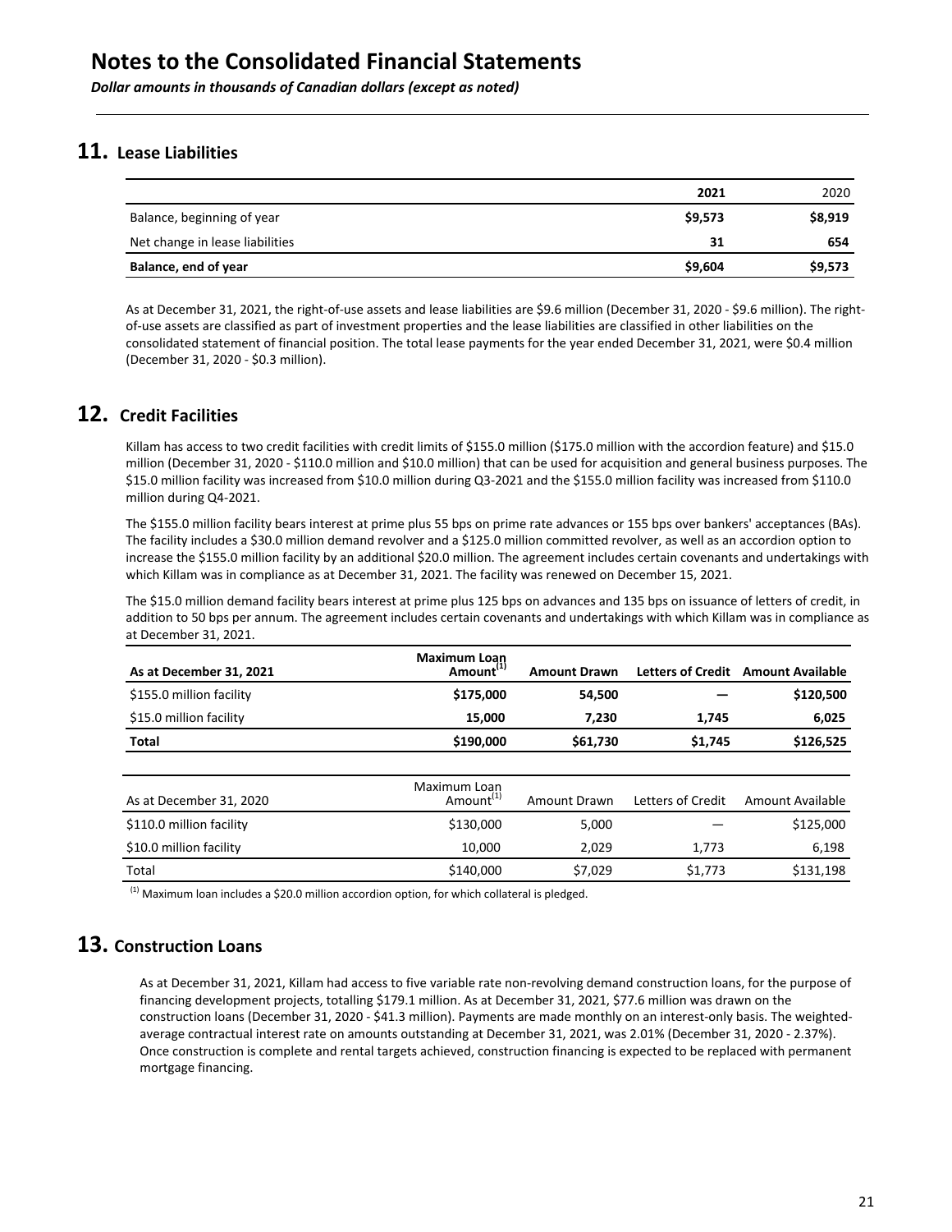# Notes to the Consolidated Financial Statements

*Dollar amounts in thousands of Canadian dollars (except as noted)*

## 11. Lease Liabilities

| | 2021 | 2020 |
|---|---|---|
| Balance, beginning of year | **$9,573** | $8,919 |
| Net change in lease liabilities | **31** | 654 |
| **Balance, end of year** | **$9,604** | $9,573 |

As at December 31, 2021, the right-of-use assets and lease liabilities are $9.6 million (December 31, 2020 - $9.6 million). The right-of-use assets are classified as part of investment properties and the lease liabilities are classified in other liabilities on the consolidated statement of financial position. The total lease payments for the year ended December 31, 2021, were $0.4 million (December 31, 2020 - $0.3 million).

## 12. Credit Facilities

Killam has access to two credit facilities with credit limits of $155.0 million ($175.0 million with the accordion feature) and $15.0 million (December 31, 2020 - $110.0 million and $10.0 million) that can be used for acquisition and general business purposes. The $15.0 million facility was increased from $10.0 million during Q3-2021 and the $155.0 million facility was increased from $110.0 million during Q4-2021.

The $155.0 million facility bears interest at prime plus 55 bps on prime rate advances or 155 bps over bankers' acceptances (BAs). The facility includes a $30.0 million demand revolver and a $125.0 million committed revolver, as well as an accordion option to increase the $155.0 million facility by an additional $20.0 million. The agreement includes certain covenants and undertakings with which Killam was in compliance as at December 31, 2021. The facility was renewed on December 15, 2021.

The $15.0 million demand facility bears interest at prime plus 125 bps on advances and 135 bps on issuance of letters of credit, in addition to 50 bps per annum. The agreement includes certain covenants and undertakings with which Killam was in compliance as at December 31, 2021.

| **As at December 31, 2021** | **Maximum Loan Amount[(1)]** | **Amount Drawn** | **Letters of Credit** | **Amount Available** |
|---|---|---|---|---|
| $155.0 million facility | **$175,000** | **54,500** | **—** | **$120,500** |
| $15.0 million facility | **15,000** | **7,230** | **1,745** | **6,025** |
| **Total** | **$190,000** | **$61,730** | **$1,745** | **$126,525** |

| As at December 31, 2020 | Maximum Loan Amount[(1)] | Amount Drawn | Letters of Credit | Amount Available |
|---|---|---|---|---|
| $110.0 million facility | $130,000 | 5,000 | — | $125,000 |
| $10.0 million facility | 10,000 | 2,029 | 1,773 | 6,198 |
| Total | $140,000 | $7,029 | $1,773 | $131,198 |

(1) Maximum loan includes a $20.0 million accordion option, for which collateral is pledged.

## 13. Construction Loans

As at December 31, 2021, Killam had access to five variable rate non-revolving demand construction loans, for the purpose of financing development projects, totalling $179.1 million. As at December 31, 2021, $77.6 million was drawn on the construction loans (December 31, 2020 - $41.3 million). Payments are made monthly on an interest-only basis. The weighted-average contractual interest rate on amounts outstanding at December 31, 2021, was 2.01% (December 31, 2020 - 2.37%). Once construction is complete and rental targets achieved, construction financing is expected to be replaced with permanent mortgage financing.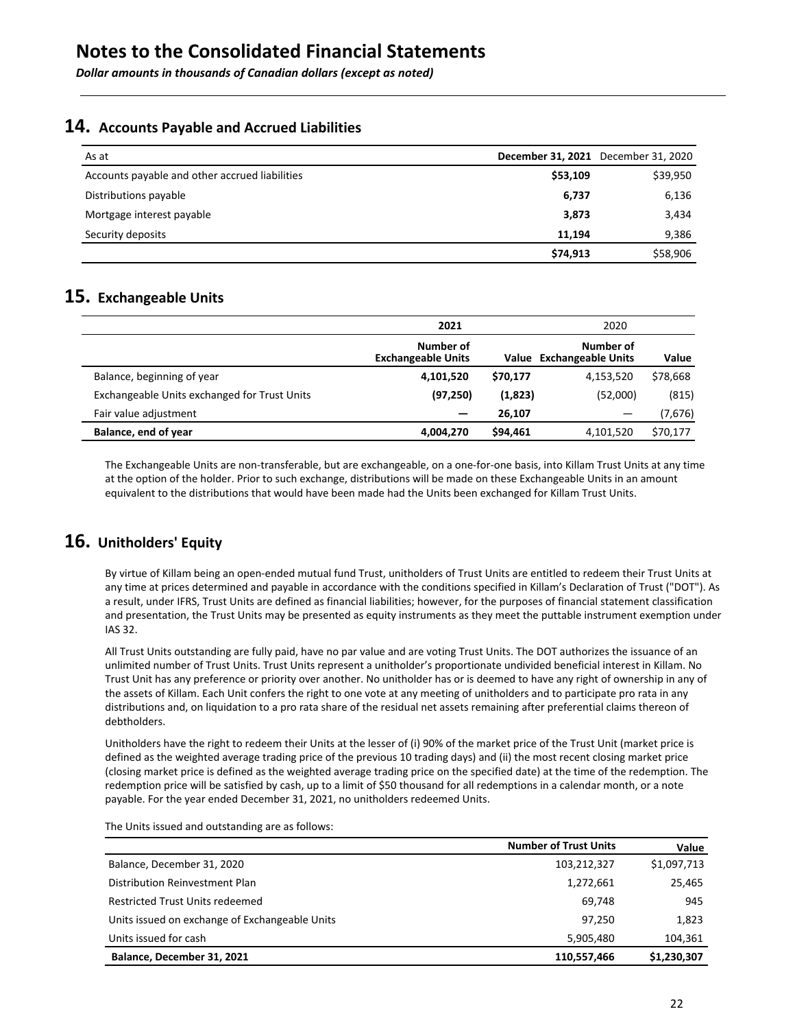# Notes to the Consolidated Financial Statements

*Dollar amounts in thousands of Canadian dollars (except as noted)*

## 14. Accounts Payable and Accrued Liabilities

| As at | December 31, 2021 | December 31, 2020 |
|---|---|---|
| Accounts payable and other accrued liabilities | **$53,109** | $39,950 |
| Distributions payable | **6,737** | 6,136 |
| Mortgage interest payable | **3,873** | 3,434 |
| Security deposits | **11,194** | 9,386 |
| | **$74,913** | $58,906 |

## 15. Exchangeable Units

| | 2021 | | 2020 | |
|---|---|---|---|---|
| | Number of Exchangeable Units | Value | Number of Exchangeable Units | Value |
| Balance, beginning of year | **4,101,520** | **$70,177** | 4,153,520 | $78,668 |
| Exchangeable Units exchanged for Trust Units | **(97,250)** | **(1,823)** | (52,000) | (815) |
| Fair value adjustment | **—** | **26,107** | — | (7,676) |
| **Balance, end of year** | **4,004,270** | **$94,461** | 4,101,520 | $70,177 |

The Exchangeable Units are non-transferable, but are exchangeable, on a one-for-one basis, into Killam Trust Units at any time at the option of the holder. Prior to such exchange, distributions will be made on these Exchangeable Units in an amount equivalent to the distributions that would have been made had the Units been exchanged for Killam Trust Units.

## 16. Unitholders' Equity

By virtue of Killam being an open-ended mutual fund Trust, unitholders of Trust Units are entitled to redeem their Trust Units at any time at prices determined and payable in accordance with the conditions specified in Killam's Declaration of Trust ("DOT"). As a result, under IFRS, Trust Units are defined as financial liabilities; however, for the purposes of financial statement classification and presentation, the Trust Units may be presented as equity instruments as they meet the puttable instrument exemption under IAS 32.

All Trust Units outstanding are fully paid, have no par value and are voting Trust Units. The DOT authorizes the issuance of an unlimited number of Trust Units. Trust Units represent a unitholder's proportionate undivided beneficial interest in Killam. No Trust Unit has any preference or priority over another. No unitholder has or is deemed to have any right of ownership in any of the assets of Killam. Each Unit confers the right to one vote at any meeting of unitholders and to participate pro rata in any distributions and, on liquidation to a pro rata share of the residual net assets remaining after preferential claims thereon of debtholders.

Unitholders have the right to redeem their Units at the lesser of (i) 90% of the market price of the Trust Unit (market price is defined as the weighted average trading price of the previous 10 trading days) and (ii) the most recent closing market price (closing market price is defined as the weighted average trading price on the specified date) at the time of the redemption. The redemption price will be satisfied by cash, up to a limit of $50 thousand for all redemptions in a calendar month, or a note payable. For the year ended December 31, 2021, no unitholders redeemed Units.

The Units issued and outstanding are as follows:

| | Number of Trust Units | Value |
|---|---|---|
| Balance, December 31, 2020 | 103,212,327 | $1,097,713 |
| Distribution Reinvestment Plan | 1,272,661 | 25,465 |
| Restricted Trust Units redeemed | 69,748 | 945 |
| Units issued on exchange of Exchangeable Units | 97,250 | 1,823 |
| Units issued for cash | 5,905,480 | 104,361 |
| **Balance, December 31, 2021** | **110,557,466** | **$1,230,307** |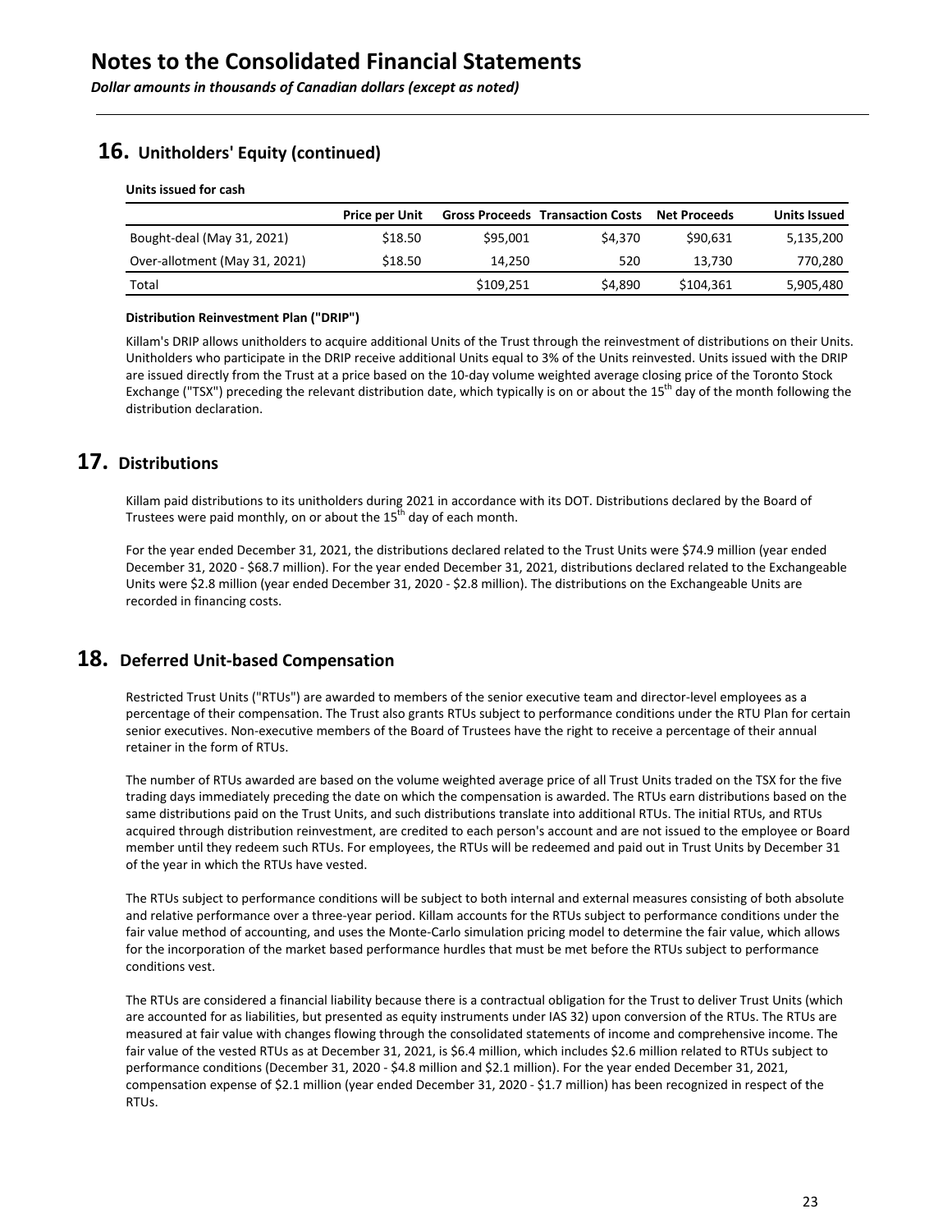# Notes to the Consolidated Financial Statements

*Dollar amounts in thousands of Canadian dollars (except as noted)*

## 16. Unitholders' Equity (continued)

**Units issued for cash**

| | Price per Unit | Gross Proceeds | Transaction Costs | Net Proceeds | Units Issued |
|---|---|---|---|---|---|
| Bought-deal (May 31, 2021) | $18.50 | $95,001 | $4,370 | $90,631 | 5,135,200 |
| Over-allotment (May 31, 2021) | $18.50 | 14,250 | 520 | 13,730 | 770,280 |
| Total | | $109,251 | $4,890 | $104,361 | 5,905,480 |

**Distribution Reinvestment Plan ("DRIP")**

Killam's DRIP allows unitholders to acquire additional Units of the Trust through the reinvestment of distributions on their Units. Unitholders who participate in the DRIP receive additional Units equal to 3% of the Units reinvested. Units issued with the DRIP are issued directly from the Trust at a price based on the 10-day volume weighted average closing price of the Toronto Stock Exchange ("TSX") preceding the relevant distribution date, which typically is on or about the 15th day of the month following the distribution declaration.

## 17. Distributions

Killam paid distributions to its unitholders during 2021 in accordance with its DOT. Distributions declared by the Board of Trustees were paid monthly, on or about the 15th day of each month.

For the year ended December 31, 2021, the distributions declared related to the Trust Units were $74.9 million (year ended December 31, 2020 - $68.7 million). For the year ended December 31, 2021, distributions declared related to the Exchangeable Units were $2.8 million (year ended December 31, 2020 - $2.8 million). The distributions on the Exchangeable Units are recorded in financing costs.

## 18. Deferred Unit-based Compensation

Restricted Trust Units ("RTUs") are awarded to members of the senior executive team and director-level employees as a percentage of their compensation. The Trust also grants RTUs subject to performance conditions under the RTU Plan for certain senior executives. Non-executive members of the Board of Trustees have the right to receive a percentage of their annual retainer in the form of RTUs.

The number of RTUs awarded are based on the volume weighted average price of all Trust Units traded on the TSX for the five trading days immediately preceding the date on which the compensation is awarded. The RTUs earn distributions based on the same distributions paid on the Trust Units, and such distributions translate into additional RTUs. The initial RTUs, and RTUs acquired through distribution reinvestment, are credited to each person's account and are not issued to the employee or Board member until they redeem such RTUs. For employees, the RTUs will be redeemed and paid out in Trust Units by December 31 of the year in which the RTUs have vested.

The RTUs subject to performance conditions will be subject to both internal and external measures consisting of both absolute and relative performance over a three-year period. Killam accounts for the RTUs subject to performance conditions under the fair value method of accounting, and uses the Monte-Carlo simulation pricing model to determine the fair value, which allows for the incorporation of the market based performance hurdles that must be met before the RTUs subject to performance conditions vest.

The RTUs are considered a financial liability because there is a contractual obligation for the Trust to deliver Trust Units (which are accounted for as liabilities, but presented as equity instruments under IAS 32) upon conversion of the RTUs. The RTUs are measured at fair value with changes flowing through the consolidated statements of income and comprehensive income. The fair value of the vested RTUs as at December 31, 2021, is $6.4 million, which includes $2.6 million related to RTUs subject to performance conditions (December 31, 2020 - $4.8 million and $2.1 million). For the year ended December 31, 2021, compensation expense of $2.1 million (year ended December 31, 2020 - $1.7 million) has been recognized in respect of the RTUs.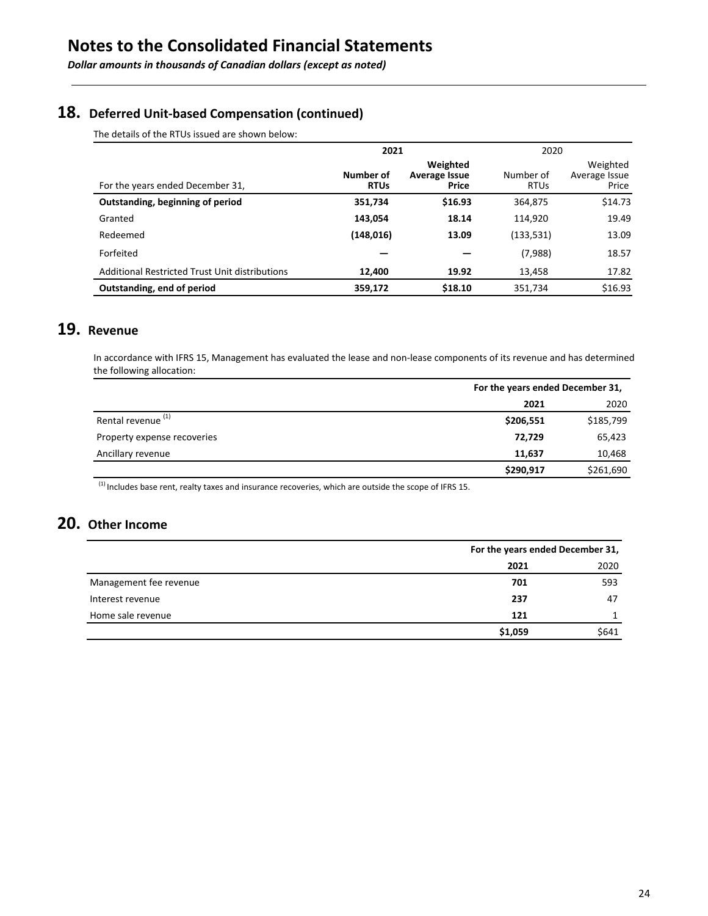# Notes to the Consolidated Financial Statements

*Dollar amounts in thousands of Canadian dollars (except as noted)*

## 18. Deferred Unit-based Compensation (continued)

The details of the RTUs issued are shown below:

| | 2021 | | 2020 | |
|---|---|---|---|---|
| For the years ended December 31, | **Number of RTUs** | **Weighted Average Issue Price** | Number of RTUs | Weighted Average Issue Price |
| **Outstanding, beginning of period** | **351,734** | **$16.93** | 364,875 | $14.73 |
| Granted | **143,054** | **18.14** | 114,920 | 19.49 |
| Redeemed | **(148,016)** | **13.09** | (133,531) | 13.09 |
| Forfeited | **—** | **—** | (7,988) | 18.57 |
| Additional Restricted Trust Unit distributions | **12,400** | **19.92** | 13,458 | 17.82 |
| **Outstanding, end of period** | **359,172** | **$18.10** | 351,734 | $16.93 |

## 19. Revenue

In accordance with IFRS 15, Management has evaluated the lease and non-lease components of its revenue and has determined the following allocation:

| | For the years ended December 31, | |
|---|---|---|
| | **2021** | 2020 |
| Rental revenue [1] | **$206,551** | $185,799 |
| Property expense recoveries | **72,729** | 65,423 |
| Ancillary revenue | **11,637** | 10,468 |
| | **$290,917** | $261,690 |

[1] Includes base rent, realty taxes and insurance recoveries, which are outside the scope of IFRS 15.

## 20. Other Income

| | For the years ended December 31, | |
|---|---|---|
| | **2021** | 2020 |
| Management fee revenue | **701** | 593 |
| Interest revenue | **237** | 47 |
| Home sale revenue | **121** | 1 |
| | **$1,059** | $641 |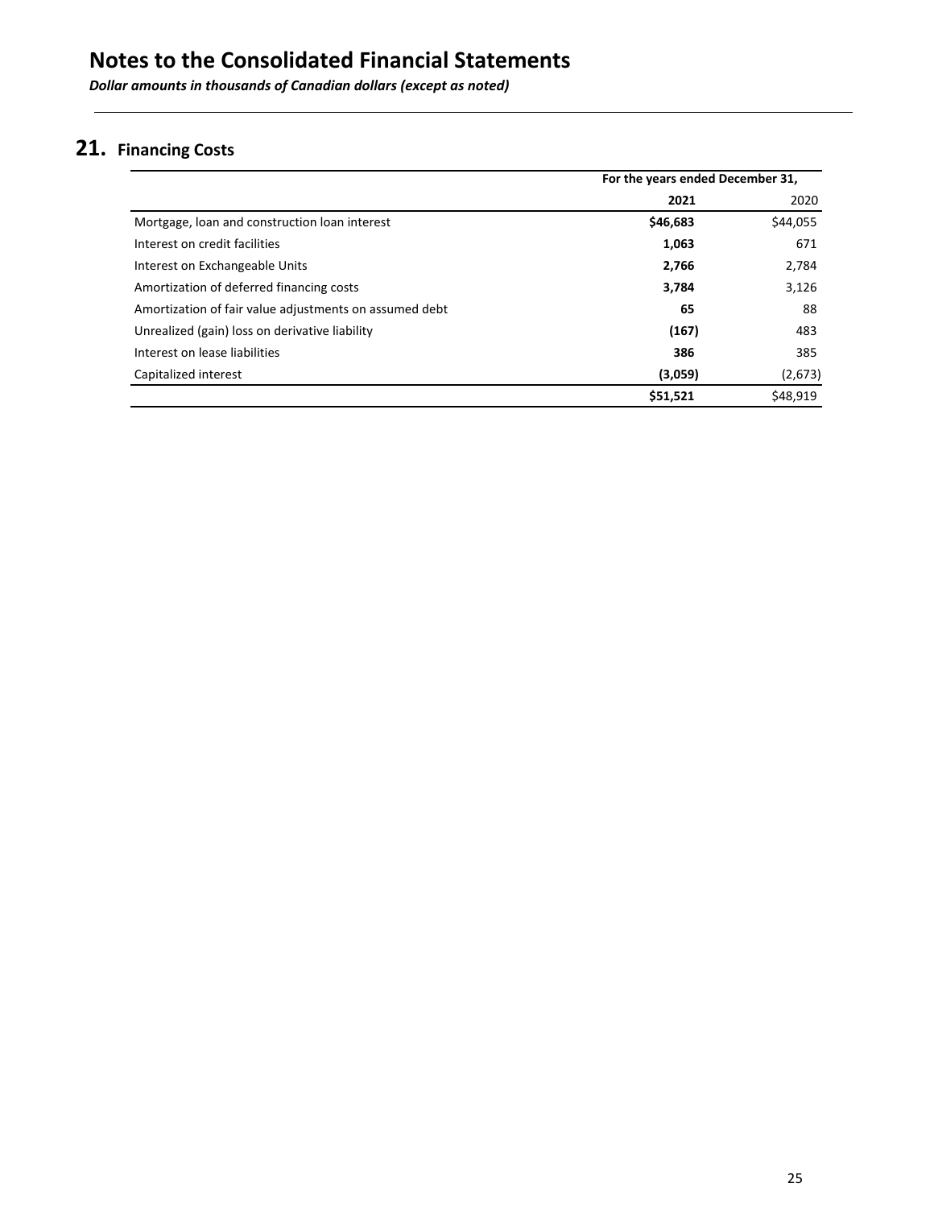# Notes to the Consolidated Financial Statements

***Dollar amounts in thousands of Canadian dollars (except as noted)***

## 21. Financing Costs

| | For the years ended December 31, | |
|---|---|---|
| | **2021** | 2020 |
| Mortgage, loan and construction loan interest | **\$46,683** | \$44,055 |
| Interest on credit facilities | **1,063** | 671 |
| Interest on Exchangeable Units | **2,766** | 2,784 |
| Amortization of deferred financing costs | **3,784** | 3,126 |
| Amortization of fair value adjustments on assumed debt | **65** | 88 |
| Unrealized (gain) loss on derivative liability | **(167)** | 483 |
| Interest on lease liabilities | **386** | 385 |
| Capitalized interest | **(3,059)** | (2,673) |
| | **\$51,521** | \$48,919 |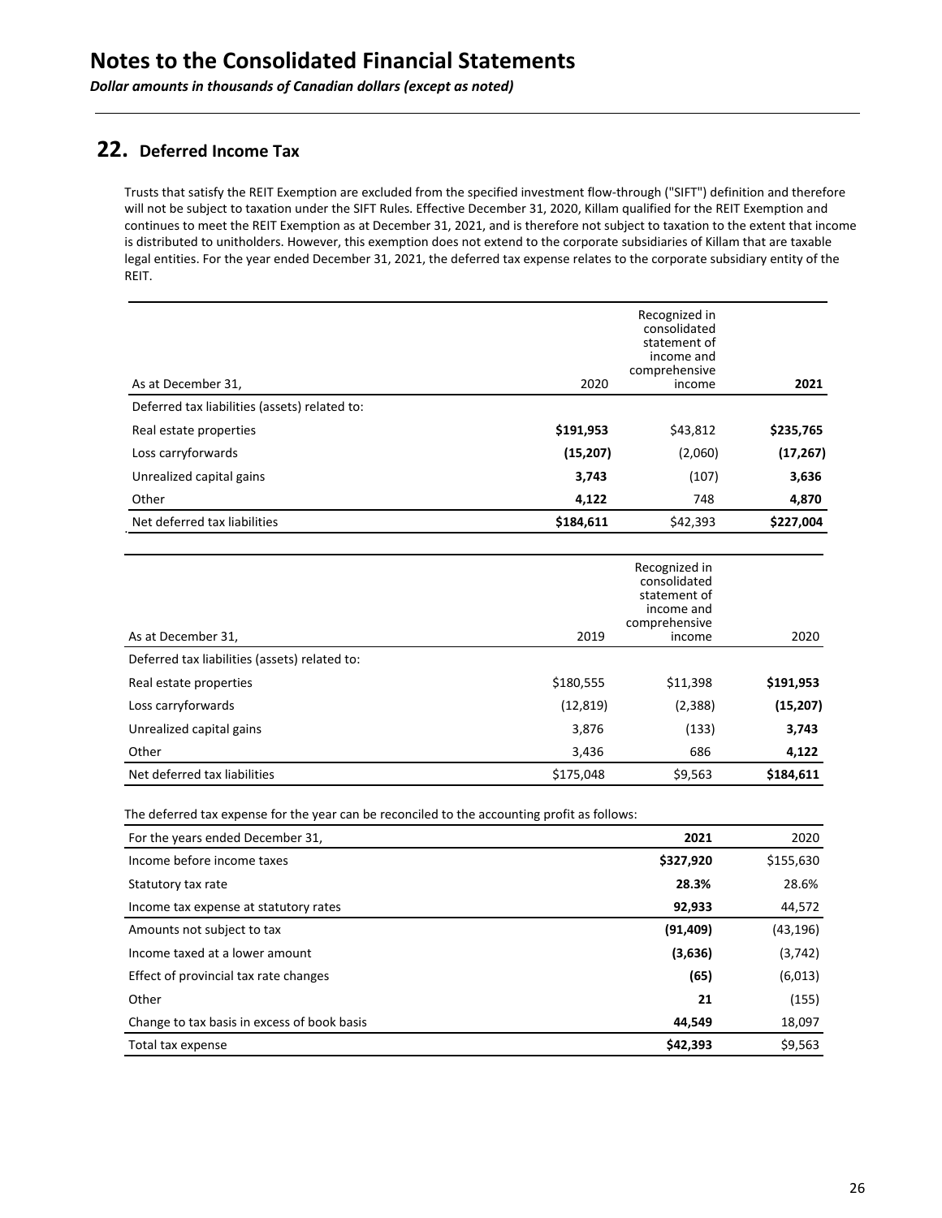# Notes to the Consolidated Financial Statements

*Dollar amounts in thousands of Canadian dollars (except as noted)*

## 22. Deferred Income Tax

Trusts that satisfy the REIT Exemption are excluded from the specified investment flow-through ("SIFT") definition and therefore will not be subject to taxation under the SIFT Rules. Effective December 31, 2020, Killam qualified for the REIT Exemption and continues to meet the REIT Exemption as at December 31, 2021, and is therefore not subject to taxation to the extent that income is distributed to unitholders. However, this exemption does not extend to the corporate subsidiaries of Killam that are taxable legal entities. For the year ended December 31, 2021, the deferred tax expense relates to the corporate subsidiary entity of the REIT.

| As at December 31, | 2020 | Recognized in consolidated statement of income and comprehensive income | **2021** |
|---|---|---|---|
| Deferred tax liabilities (assets) related to: | | | |
| Real estate properties | **$191,953** | $43,812 | **$235,765** |
| Loss carryforwards | **(15,207)** | (2,060) | **(17,267)** |
| Unrealized capital gains | **3,743** | (107) | **3,636** |
| Other | **4,122** | 748 | **4,870** |
| Net deferred tax liabilities | **$184,611** | $42,393 | **$227,004** |

| As at December 31, | 2019 | Recognized in consolidated statement of income and comprehensive income | 2020 |
|---|---|---|---|
| Deferred tax liabilities (assets) related to: | | | |
| Real estate properties | $180,555 | $11,398 | **$191,953** |
| Loss carryforwards | (12,819) | (2,388) | **(15,207)** |
| Unrealized capital gains | 3,876 | (133) | **3,743** |
| Other | 3,436 | 686 | **4,122** |
| Net deferred tax liabilities | $175,048 | $9,563 | **$184,611** |

The deferred tax expense for the year can be reconciled to the accounting profit as follows:

| For the years ended December 31, | **2021** | 2020 |
|---|---|---|
| Income before income taxes | **$327,920** | $155,630 |
| Statutory tax rate | **28.3%** | 28.6% |
| Income tax expense at statutory rates | **92,933** | 44,572 |
| Amounts not subject to tax | **(91,409)** | (43,196) |
| Income taxed at a lower amount | **(3,636)** | (3,742) |
| Effect of provincial tax rate changes | **(65)** | (6,013) |
| Other | **21** | (155) |
| Change to tax basis in excess of book basis | **44,549** | 18,097 |
| Total tax expense | **$42,393** | $9,563 |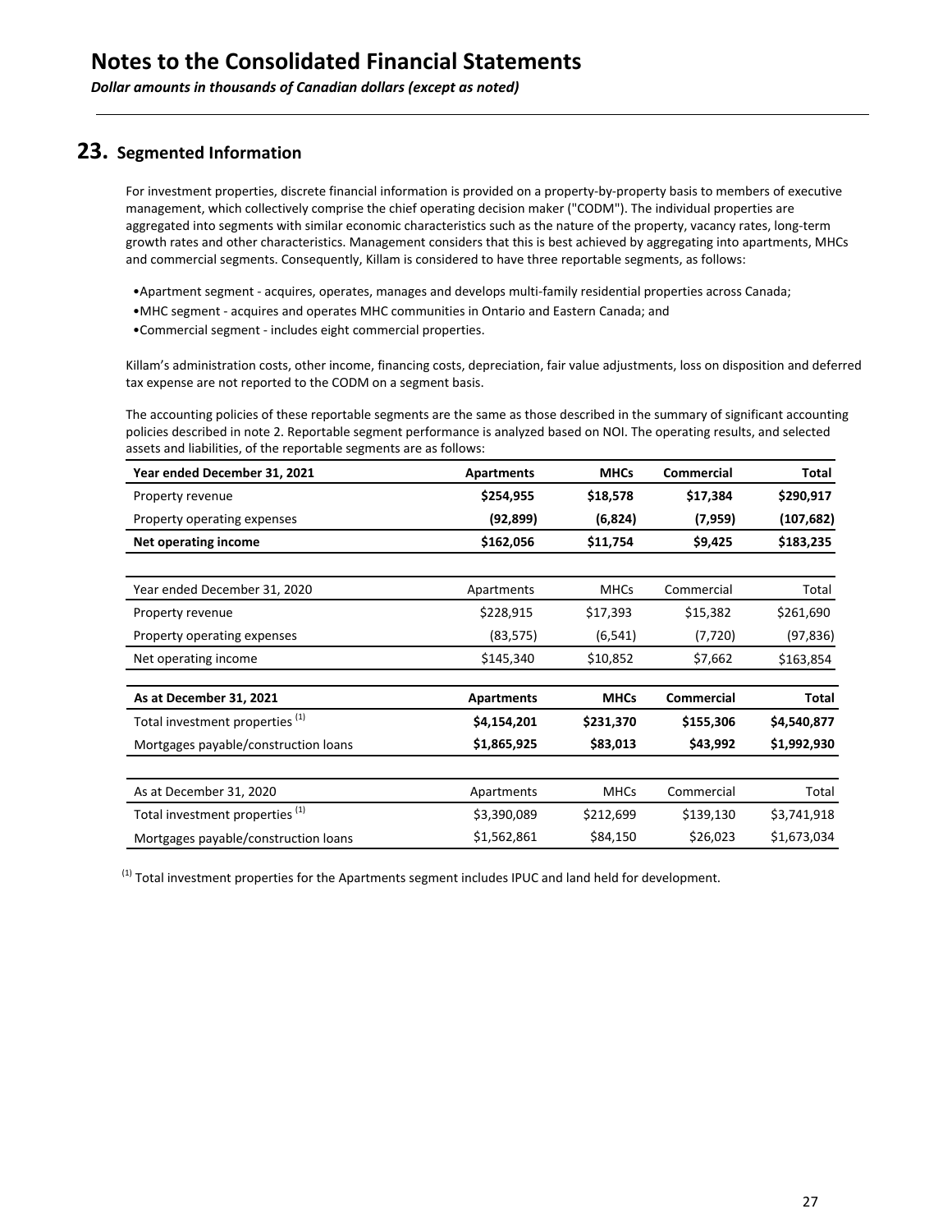# Notes to the Consolidated Financial Statements

*Dollar amounts in thousands of Canadian dollars (except as noted)*

## 23. Segmented Information

For investment properties, discrete financial information is provided on a property-by-property basis to members of executive management, which collectively comprise the chief operating decision maker ("CODM"). The individual properties are aggregated into segments with similar economic characteristics such as the nature of the property, vacancy rates, long-term growth rates and other characteristics. Management considers that this is best achieved by aggregating into apartments, MHCs and commercial segments. Consequently, Killam is considered to have three reportable segments, as follows:

- Apartment segment - acquires, operates, manages and develops multi-family residential properties across Canada;
- MHC segment - acquires and operates MHC communities in Ontario and Eastern Canada; and
- Commercial segment - includes eight commercial properties.

Killam's administration costs, other income, financing costs, depreciation, fair value adjustments, loss on disposition and deferred tax expense are not reported to the CODM on a segment basis.

The accounting policies of these reportable segments are the same as those described in the summary of significant accounting policies described in note 2. Reportable segment performance is analyzed based on NOI. The operating results, and selected assets and liabilities, of the reportable segments are as follows:

| **Year ended December 31, 2021** | **Apartments** | **MHCs** | **Commercial** | **Total** |
|---|---|---|---|---|
| Property revenue | **$254,955** | **$18,578** | **$17,384** | **$290,917** |
| Property operating expenses | **(92,899)** | **(6,824)** | **(7,959)** | **(107,682)** |
| **Net operating income** | **$162,056** | **$11,754** | **$9,425** | **$183,235** |

| Year ended December 31, 2020 | Apartments | MHCs | Commercial | Total |
|---|---|---|---|---|
| Property revenue | $228,915 | $17,393 | $15,382 | $261,690 |
| Property operating expenses | (83,575) | (6,541) | (7,720) | (97,836) |
| Net operating income | $145,340 | $10,852 | $7,662 | $163,854 |

| **As at December 31, 2021** | **Apartments** | **MHCs** | **Commercial** | **Total** |
|---|---|---|---|---|
| Total investment properties (1) | **$4,154,201** | **$231,370** | **$155,306** | **$4,540,877** |
| Mortgages payable/construction loans | **$1,865,925** | **$83,013** | **$43,992** | **$1,992,930** |

| As at December 31, 2020 | Apartments | MHCs | Commercial | Total |
|---|---|---|---|---|
| Total investment properties (1) | $3,390,089 | $212,699 | $139,130 | $3,741,918 |
| Mortgages payable/construction loans | $1,562,861 | $84,150 | $26,023 | $1,673,034 |

(1) Total investment properties for the Apartments segment includes IPUC and land held for development.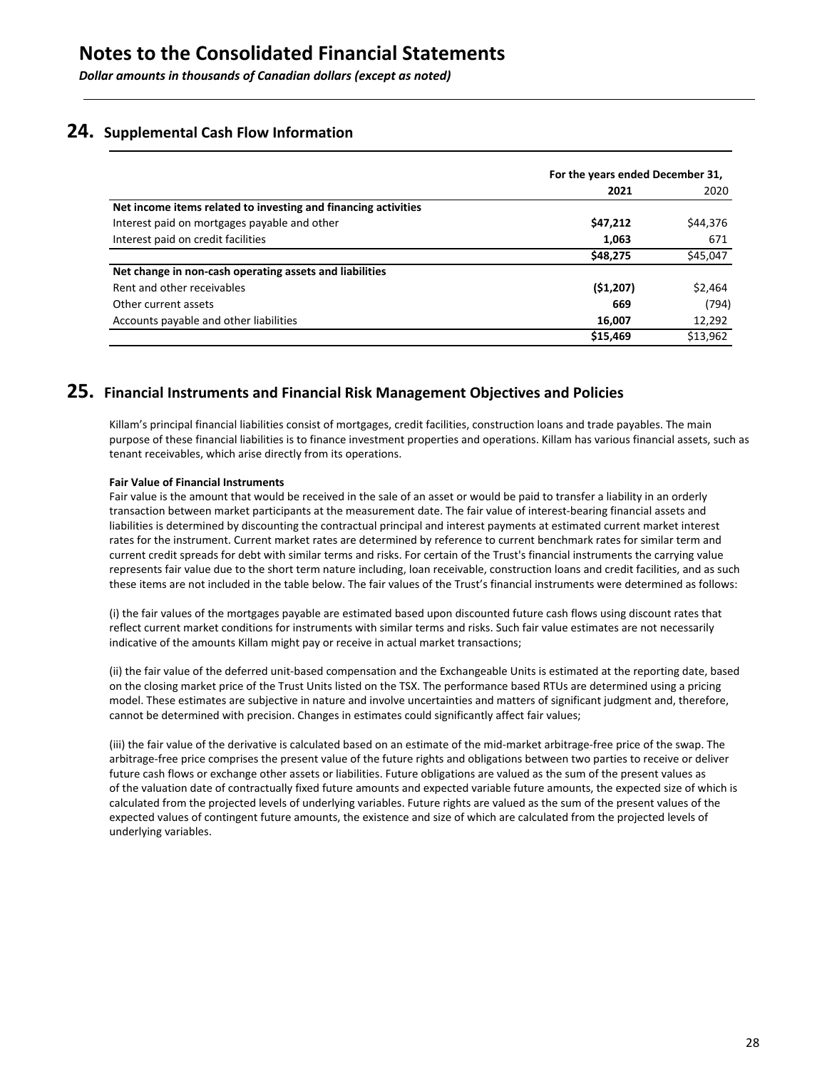# Notes to the Consolidated Financial Statements

*Dollar amounts in thousands of Canadian dollars (except as noted)*

## 24. Supplemental Cash Flow Information

| | For the years ended December 31, | |
|---|---|---|
| | **2021** | 2020 |
| **Net income items related to investing and financing activities** | | |
| Interest paid on mortgages payable and other | **$47,212** | $44,376 |
| Interest paid on credit facilities | **1,063** | 671 |
| | **$48,275** | $45,047 |
| **Net change in non-cash operating assets and liabilities** | | |
| Rent and other receivables | **($1,207)** | $2,464 |
| Other current assets | **669** | (794) |
| Accounts payable and other liabilities | **16,007** | 12,292 |
| | **$15,469** | $13,962 |

## 25. Financial Instruments and Financial Risk Management Objectives and Policies

Killam's principal financial liabilities consist of mortgages, credit facilities, construction loans and trade payables. The main purpose of these financial liabilities is to finance investment properties and operations. Killam has various financial assets, such as tenant receivables, which arise directly from its operations.

**Fair Value of Financial Instruments**

Fair value is the amount that would be received in the sale of an asset or would be paid to transfer a liability in an orderly transaction between market participants at the measurement date. The fair value of interest-bearing financial assets and liabilities is determined by discounting the contractual principal and interest payments at estimated current market interest rates for the instrument. Current market rates are determined by reference to current benchmark rates for similar term and current credit spreads for debt with similar terms and risks. For certain of the Trust's financial instruments the carrying value represents fair value due to the short term nature including, loan receivable, construction loans and credit facilities, and as such these items are not included in the table below. The fair values of the Trust's financial instruments were determined as follows:

(i) the fair values of the mortgages payable are estimated based upon discounted future cash flows using discount rates that reflect current market conditions for instruments with similar terms and risks. Such fair value estimates are not necessarily indicative of the amounts Killam might pay or receive in actual market transactions;

(ii) the fair value of the deferred unit-based compensation and the Exchangeable Units is estimated at the reporting date, based on the closing market price of the Trust Units listed on the TSX. The performance based RTUs are determined using a pricing model. These estimates are subjective in nature and involve uncertainties and matters of significant judgment and, therefore, cannot be determined with precision. Changes in estimates could significantly affect fair values;

(iii) the fair value of the derivative is calculated based on an estimate of the mid-market arbitrage-free price of the swap. The arbitrage-free price comprises the present value of the future rights and obligations between two parties to receive or deliver future cash flows or exchange other assets or liabilities. Future obligations are valued as the sum of the present values as of the valuation date of contractually fixed future amounts and expected variable future amounts, the expected size of which is calculated from the projected levels of underlying variables. Future rights are valued as the sum of the present values of the expected values of contingent future amounts, the existence and size of which are calculated from the projected levels of underlying variables.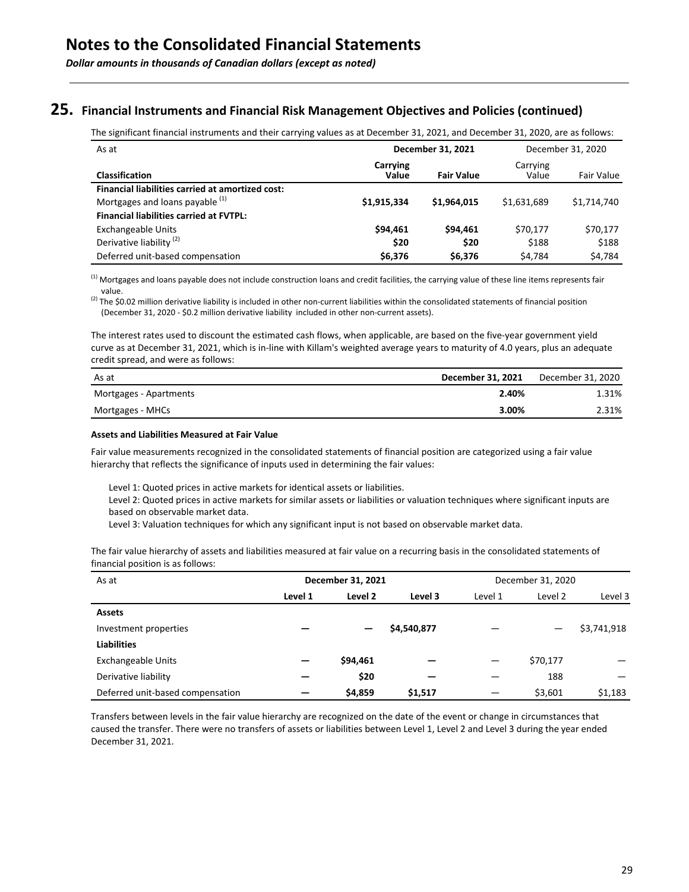# Notes to the Consolidated Financial Statements

*Dollar amounts in thousands of Canadian dollars (except as noted)*

## 25. Financial Instruments and Financial Risk Management Objectives and Policies (continued)

The significant financial instruments and their carrying values as at December 31, 2021, and December 31, 2020, are as follows:

| As at | **December 31, 2021** | | December 31, 2020 | |
|---|---|---|---|---|
| **Classification** | **Carrying Value** | **Fair Value** | Carrying Value | Fair Value |
| **Financial liabilities carried at amortized cost:** | | | | |
| Mortgages and loans payable [1] | **$1,915,334** | **$1,964,015** | $1,631,689 | $1,714,740 |
| **Financial liabilities carried at FVTPL:** | | | | |
| Exchangeable Units | **$94,461** | **$94,461** | $70,177 | $70,177 |
| Derivative liability [2] | **$20** | **$20** | $188 | $188 |
| Deferred unit-based compensation | **$6,376** | **$6,376** | $4,784 | $4,784 |

[1] Mortgages and loans payable does not include construction loans and credit facilities, the carrying value of these line items represents fair value.

[2] The $0.02 million derivative liability is included in other non-current liabilities within the consolidated statements of financial position (December 31, 2020 - $0.2 million derivative liability included in other non-current assets).

The interest rates used to discount the estimated cash flows, when applicable, are based on the five-year government yield curve as at December 31, 2021, which is in-line with Killam's weighted average years to maturity of 4.0 years, plus an adequate credit spread, and were as follows:

| As at | **December 31, 2021** | December 31, 2020 |
|---|---|---|
| Mortgages - Apartments | **2.40%** | 1.31% |
| Mortgages - MHCs | **3.00%** | 2.31% |

**Assets and Liabilities Measured at Fair Value**

Fair value measurements recognized in the consolidated statements of financial position are categorized using a fair value hierarchy that reflects the significance of inputs used in determining the fair values:

Level 1: Quoted prices in active markets for identical assets or liabilities.
Level 2: Quoted prices in active markets for similar assets or liabilities or valuation techniques where significant inputs are based on observable market data.
Level 3: Valuation techniques for which any significant input is not based on observable market data.

The fair value hierarchy of assets and liabilities measured at fair value on a recurring basis in the consolidated statements of financial position is as follows:

| As at | **December 31, 2021** | | | December 31, 2020 | | |
|---|---|---|---|---|---|---|
| | **Level 1** | **Level 2** | **Level 3** | Level 1 | Level 2 | Level 3 |
| **Assets** | | | | | | |
| Investment properties | **—** | **—** | **$4,540,877** | — | — | $3,741,918 |
| **Liabilities** | | | | | | |
| Exchangeable Units | **—** | **$94,461** | **—** | — | $70,177 | — |
| Derivative liability | **—** | **$20** | **—** | — | 188 | — |
| Deferred unit-based compensation | **—** | **$4,859** | **$1,517** | — | $3,601 | $1,183 |

Transfers between levels in the fair value hierarchy are recognized on the date of the event or change in circumstances that caused the transfer. There were no transfers of assets or liabilities between Level 1, Level 2 and Level 3 during the year ended December 31, 2021.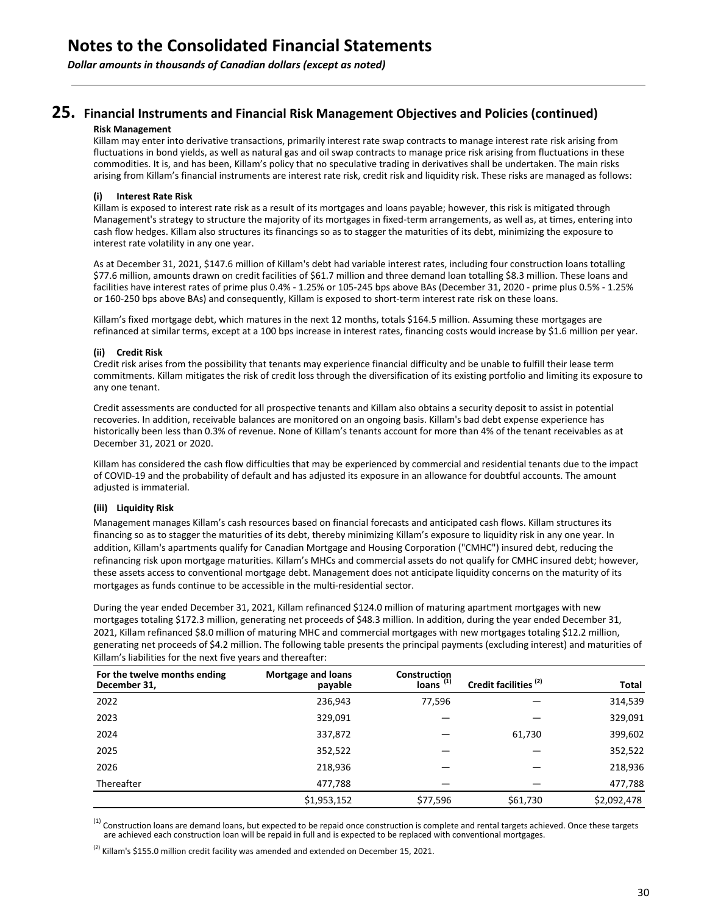# Notes to the Consolidated Financial Statements

*Dollar amounts in thousands of Canadian dollars (except as noted)*

## 25. Financial Instruments and Financial Risk Management Objectives and Policies (continued)

**Risk Management**

Killam may enter into derivative transactions, primarily interest rate swap contracts to manage interest rate risk arising from fluctuations in bond yields, as well as natural gas and oil swap contracts to manage price risk arising from fluctuations in these commodities. It is, and has been, Killam's policy that no speculative trading in derivatives shall be undertaken. The main risks arising from Killam's financial instruments are interest rate risk, credit risk and liquidity risk. These risks are managed as follows:

**(i) Interest Rate Risk**

Killam is exposed to interest rate risk as a result of its mortgages and loans payable; however, this risk is mitigated through Management's strategy to structure the majority of its mortgages in fixed-term arrangements, as well as, at times, entering into cash flow hedges. Killam also structures its financings so as to stagger the maturities of its debt, minimizing the exposure to interest rate volatility in any one year.

As at December 31, 2021, $147.6 million of Killam's debt had variable interest rates, including four construction loans totalling $77.6 million, amounts drawn on credit facilities of $61.7 million and three demand loan totalling $8.3 million. These loans and facilities have interest rates of prime plus 0.4% - 1.25% or 105-245 bps above BAs (December 31, 2020 - prime plus 0.5% - 1.25% or 160-250 bps above BAs) and consequently, Killam is exposed to short-term interest rate risk on these loans.

Killam's fixed mortgage debt, which matures in the next 12 months, totals $164.5 million. Assuming these mortgages are refinanced at similar terms, except at a 100 bps increase in interest rates, financing costs would increase by $1.6 million per year.

**(ii) Credit Risk**

Credit risk arises from the possibility that tenants may experience financial difficulty and be unable to fulfill their lease term commitments. Killam mitigates the risk of credit loss through the diversification of its existing portfolio and limiting its exposure to any one tenant.

Credit assessments are conducted for all prospective tenants and Killam also obtains a security deposit to assist in potential recoveries. In addition, receivable balances are monitored on an ongoing basis. Killam's bad debt expense experience has historically been less than 0.3% of revenue. None of Killam's tenants account for more than 4% of the tenant receivables as at December 31, 2021 or 2020.

Killam has considered the cash flow difficulties that may be experienced by commercial and residential tenants due to the impact of COVID-19 and the probability of default and has adjusted its exposure in an allowance for doubtful accounts. The amount adjusted is immaterial.

**(iii) Liquidity Risk**

Management manages Killam's cash resources based on financial forecasts and anticipated cash flows. Killam structures its financing so as to stagger the maturities of its debt, thereby minimizing Killam's exposure to liquidity risk in any one year. In addition, Killam's apartments qualify for Canadian Mortgage and Housing Corporation ("CMHC") insured debt, reducing the refinancing risk upon mortgage maturities. Killam's MHCs and commercial assets do not qualify for CMHC insured debt; however, these assets access to conventional mortgage debt. Management does not anticipate liquidity concerns on the maturity of its mortgages as funds continue to be accessible in the multi-residential sector.

During the year ended December 31, 2021, Killam refinanced $124.0 million of maturing apartment mortgages with new mortgages totaling $172.3 million, generating net proceeds of $48.3 million. In addition, during the year ended December 31, 2021, Killam refinanced $8.0 million of maturing MHC and commercial mortgages with new mortgages totaling $12.2 million, generating net proceeds of $4.2 million. The following table presents the principal payments (excluding interest) and maturities of Killam's liabilities for the next five years and thereafter:

| For the twelve months ending December 31, | Mortgage and loans payable | Construction loans [1] | Credit facilities [2] | Total |
|---|---|---|---|---|
| 2022 | 236,943 | 77,596 | — | 314,539 |
| 2023 | 329,091 | — | — | 329,091 |
| 2024 | 337,872 | — | 61,730 | 399,602 |
| 2025 | 352,522 | — | — | 352,522 |
| 2026 | 218,936 | — | — | 218,936 |
| Thereafter | 477,788 | — | — | 477,788 |
| | $1,953,152 | $77,596 | $61,730 | $2,092,478 |

[1] Construction loans are demand loans, but expected to be repaid once construction is complete and rental targets achieved. Once these targets are achieved each construction loan will be repaid in full and is expected to be replaced with conventional mortgages.

[2] Killam's $155.0 million credit facility was amended and extended on December 15, 2021.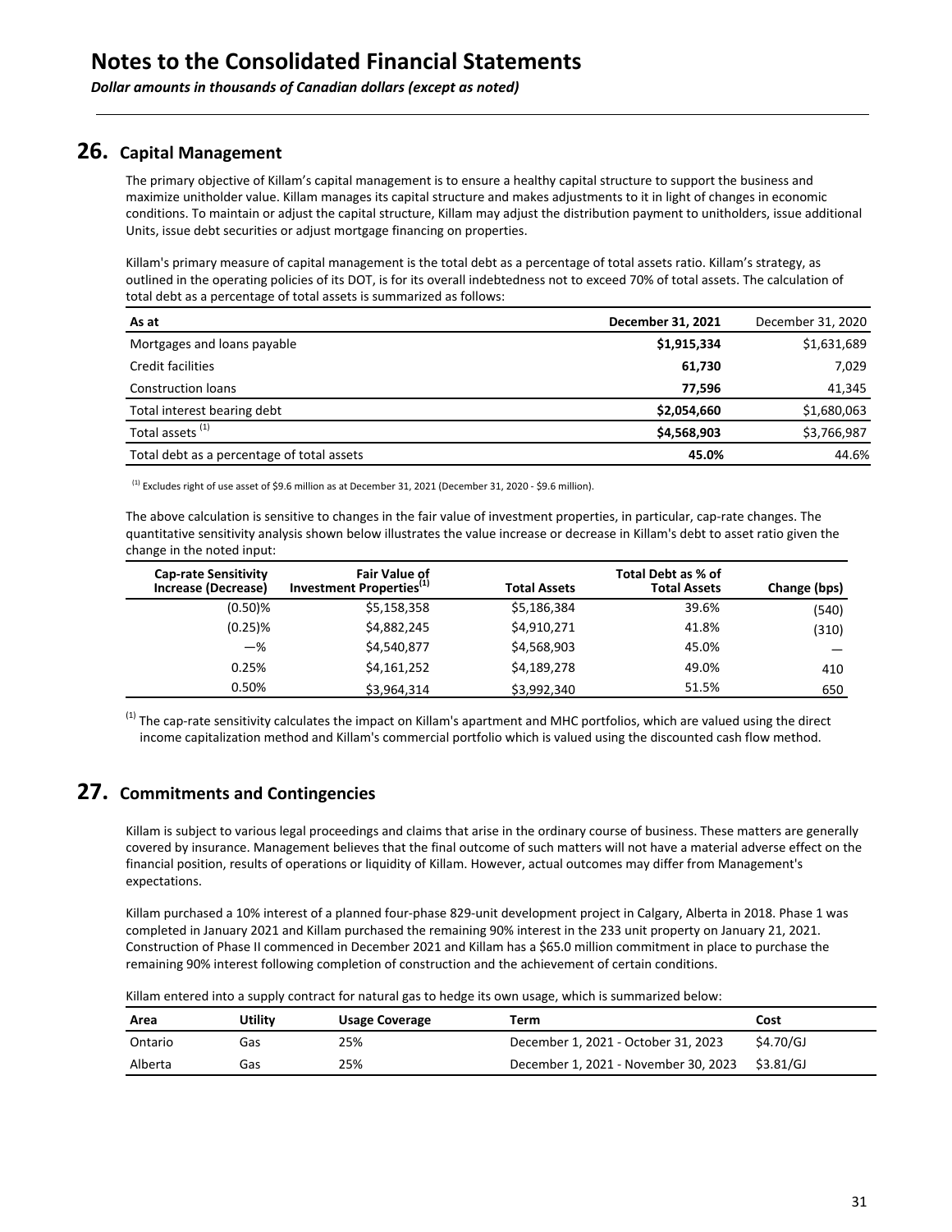# Notes to the Consolidated Financial Statements

*Dollar amounts in thousands of Canadian dollars (except as noted)*

## 26. Capital Management

The primary objective of Killam's capital management is to ensure a healthy capital structure to support the business and maximize unitholder value. Killam manages its capital structure and makes adjustments to it in light of changes in economic conditions. To maintain or adjust the capital structure, Killam may adjust the distribution payment to unitholders, issue additional Units, issue debt securities or adjust mortgage financing on properties.

Killam's primary measure of capital management is the total debt as a percentage of total assets ratio. Killam's strategy, as outlined in the operating policies of its DOT, is for its overall indebtedness not to exceed 70% of total assets. The calculation of total debt as a percentage of total assets is summarized as follows:

| As at | December 31, 2021 | December 31, 2020 |
|---|---|---|
| Mortgages and loans payable | **$1,915,334** | $1,631,689 |
| Credit facilities | **61,730** | 7,029 |
| Construction loans | **77,596** | 41,345 |
| Total interest bearing debt | **$2,054,660** | $1,680,063 |
| Total assets [(1)] | **$4,568,903** | $3,766,987 |
| Total debt as a percentage of total assets | **45.0%** | 44.6% |

[(1)] Excludes right of use asset of $9.6 million as at December 31, 2021 (December 31, 2020 - $9.6 million).

The above calculation is sensitive to changes in the fair value of investment properties, in particular, cap-rate changes. The quantitative sensitivity analysis shown below illustrates the value increase or decrease in Killam's debt to asset ratio given the change in the noted input:

| Cap-rate Sensitivity Increase (Decrease) | Fair Value of Investment Properties[(1)] | Total Assets | Total Debt as % of Total Assets | Change (bps) |
|---|---|---|---|---|
| (0.50)% | $5,158,358 | $5,186,384 | 39.6% | (540) |
| (0.25)% | $4,882,245 | $4,910,271 | 41.8% | (310) |
| —% | $4,540,877 | $4,568,903 | 45.0% | — |
| 0.25% | $4,161,252 | $4,189,278 | 49.0% | 410 |
| 0.50% | $3,964,314 | $3,992,340 | 51.5% | 650 |

[(1)] The cap-rate sensitivity calculates the impact on Killam's apartment and MHC portfolios, which are valued using the direct income capitalization method and Killam's commercial portfolio which is valued using the discounted cash flow method.

## 27. Commitments and Contingencies

Killam is subject to various legal proceedings and claims that arise in the ordinary course of business. These matters are generally covered by insurance. Management believes that the final outcome of such matters will not have a material adverse effect on the financial position, results of operations or liquidity of Killam. However, actual outcomes may differ from Management's expectations.

Killam purchased a 10% interest of a planned four-phase 829-unit development project in Calgary, Alberta in 2018. Phase 1 was completed in January 2021 and Killam purchased the remaining 90% interest in the 233 unit property on January 21, 2021. Construction of Phase II commenced in December 2021 and Killam has a $65.0 million commitment in place to purchase the remaining 90% interest following completion of construction and the achievement of certain conditions.

Killam entered into a supply contract for natural gas to hedge its own usage, which is summarized below:

| Area | Utility | Usage Coverage | Term | Cost |
|---|---|---|---|---|
| Ontario | Gas | 25% | December 1, 2021 - October 31, 2023 | $4.70/GJ |
| Alberta | Gas | 25% | December 1, 2021 - November 30, 2023 | $3.81/GJ |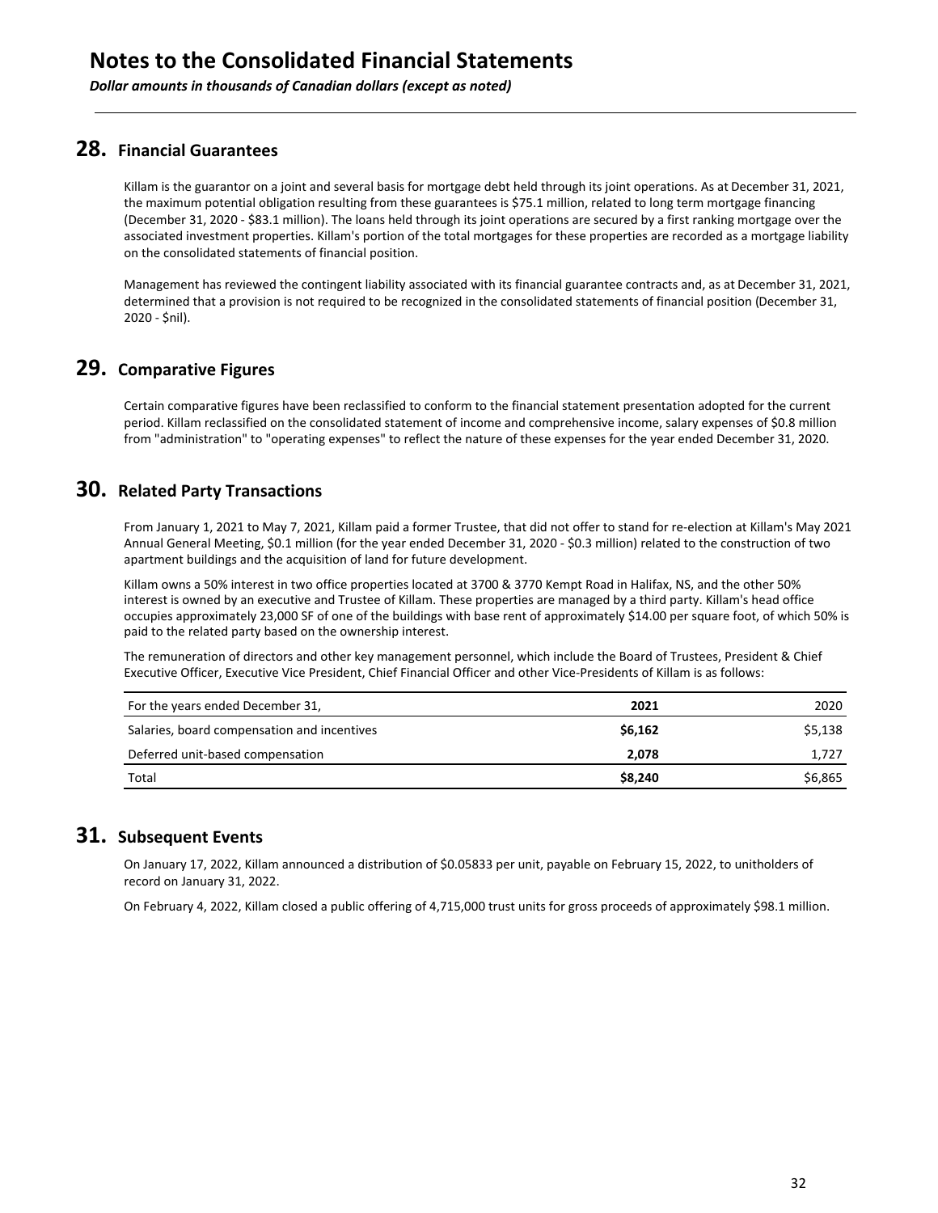# Notes to the Consolidated Financial Statements

***Dollar amounts in thousands of Canadian dollars (except as noted)***

## 28. Financial Guarantees

Killam is the guarantor on a joint and several basis for mortgage debt held through its joint operations. As at December 31, 2021, the maximum potential obligation resulting from these guarantees is $75.1 million, related to long term mortgage financing (December 31, 2020 - $83.1 million). The loans held through its joint operations are secured by a first ranking mortgage over the associated investment properties. Killam's portion of the total mortgages for these properties are recorded as a mortgage liability on the consolidated statements of financial position.

Management has reviewed the contingent liability associated with its financial guarantee contracts and, as at December 31, 2021, determined that a provision is not required to be recognized in the consolidated statements of financial position (December 31, 2020 - $nil).

## 29. Comparative Figures

Certain comparative figures have been reclassified to conform to the financial statement presentation adopted for the current period. Killam reclassified on the consolidated statement of income and comprehensive income, salary expenses of $0.8 million from "administration" to "operating expenses" to reflect the nature of these expenses for the year ended December 31, 2020.

## 30. Related Party Transactions

From January 1, 2021 to May 7, 2021, Killam paid a former Trustee, that did not offer to stand for re-election at Killam's May 2021 Annual General Meeting, $0.1 million (for the year ended December 31, 2020 - $0.3 million) related to the construction of two apartment buildings and the acquisition of land for future development.

Killam owns a 50% interest in two office properties located at 3700 & 3770 Kempt Road in Halifax, NS, and the other 50% interest is owned by an executive and Trustee of Killam. These properties are managed by a third party. Killam's head office occupies approximately 23,000 SF of one of the buildings with base rent of approximately $14.00 per square foot, of which 50% is paid to the related party based on the ownership interest.

The remuneration of directors and other key management personnel, which include the Board of Trustees, President & Chief Executive Officer, Executive Vice President, Chief Financial Officer and other Vice-Presidents of Killam is as follows:

| For the years ended December 31, | **2021** | 2020 |
|---|---|---|
| Salaries, board compensation and incentives | **$6,162** | $5,138 |
| Deferred unit-based compensation | **2,078** | 1,727 |
| Total | **$8,240** | $6,865 |

## 31. Subsequent Events

On January 17, 2022, Killam announced a distribution of $0.05833 per unit, payable on February 15, 2022, to unitholders of record on January 31, 2022.

On February 4, 2022, Killam closed a public offering of 4,715,000 trust units for gross proceeds of approximately $98.1 million.